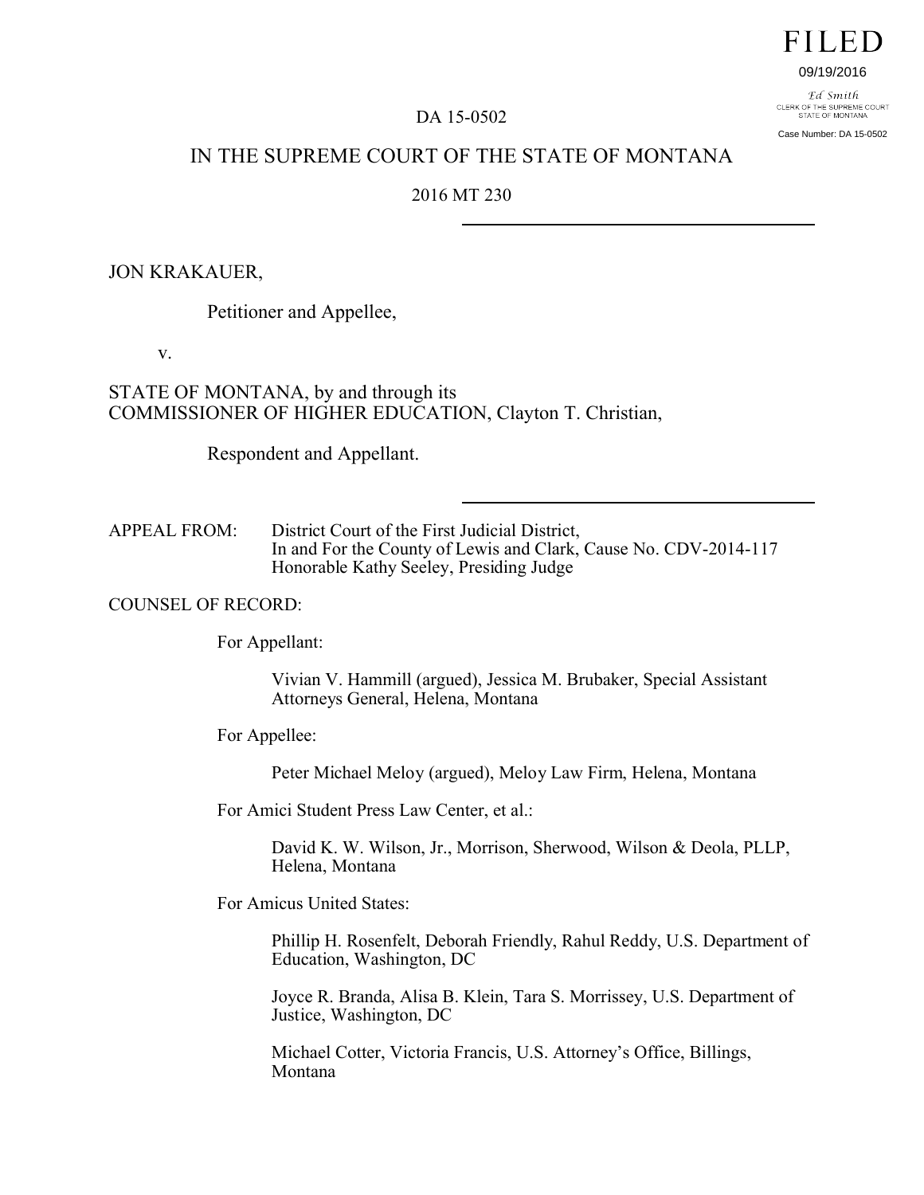FILED

09/19/2016

Ed Smith
CLERK OF THE SUPREME COURT
STATE OF MONTANA

Case Number: DA 15-0502

DA 15-0502

IN THE SUPREME COURT OF THE STATE OF MONTANA

2016 MT 230

---

JON KRAKAUER,

Petitioner and Appellee,

v.

STATE OF MONTANA, by and through its
COMMISSIONER OF HIGHER EDUCATION, Clayton T. Christian,

Respondent and Appellant.

---

APPEAL FROM: District Court of the First Judicial District,
In and For the County of Lewis and Clark, Cause No. CDV-2014-117
Honorable Kathy Seeley, Presiding Judge

COUNSEL OF RECORD:

For Appellant:

Vivian V. Hammill (argued), Jessica M. Brubaker, Special Assistant Attorneys General, Helena, Montana

For Appellee:

Peter Michael Meloy (argued), Meloy Law Firm, Helena, Montana

For Amici Student Press Law Center, et al.:

David K. W. Wilson, Jr., Morrison, Sherwood, Wilson & Deola, PLLP, Helena, Montana

For Amicus United States:

Phillip H. Rosenfelt, Deborah Friendly, Rahul Reddy, U.S. Department of Education, Washington, DC

Joyce R. Branda, Alisa B. Klein, Tara S. Morrissey, U.S. Department of Justice, Washington, DC

Michael Cotter, Victoria Francis, U.S. Attorney's Office, Billings, Montana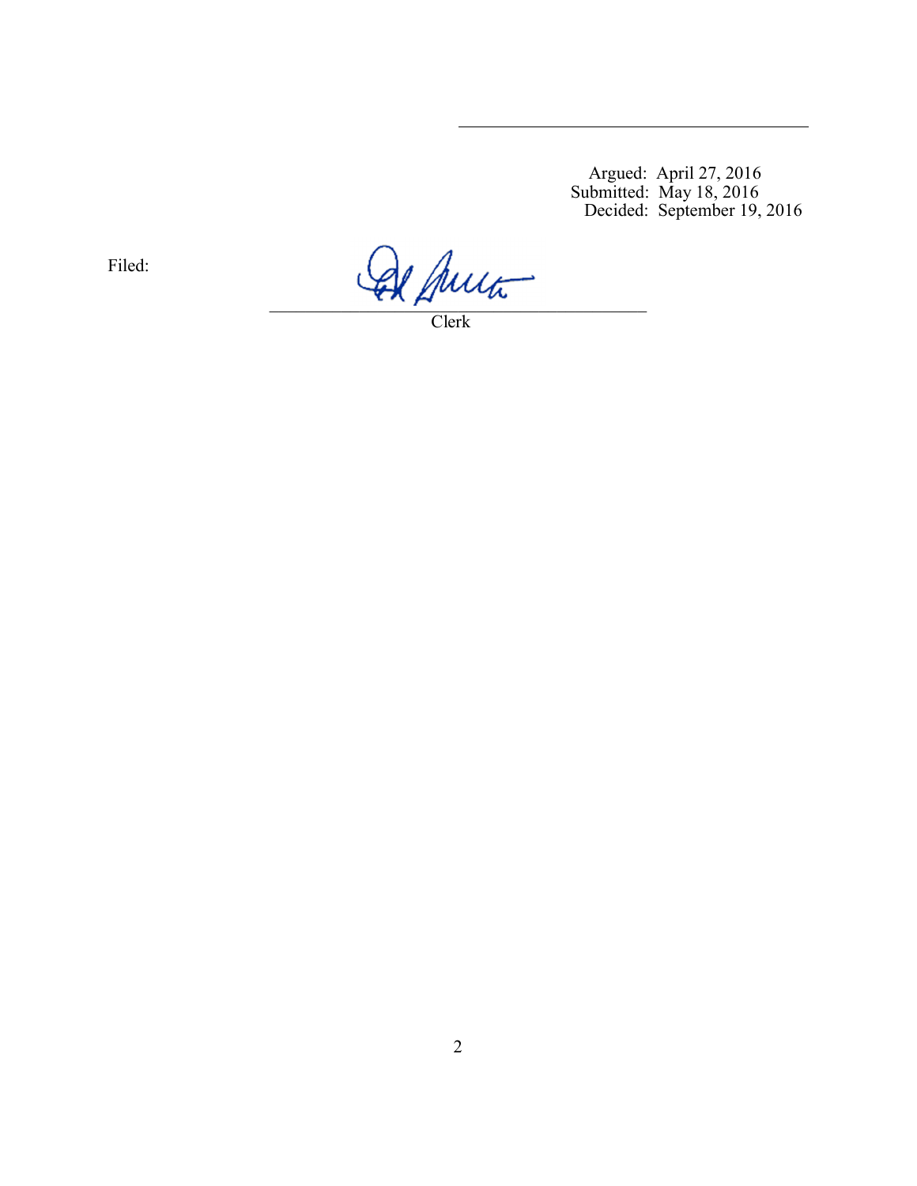Argued: April 27, 2016
Submitted: May 18, 2016
Decided: September 19, 2016

Filed: ______________________________
Clerk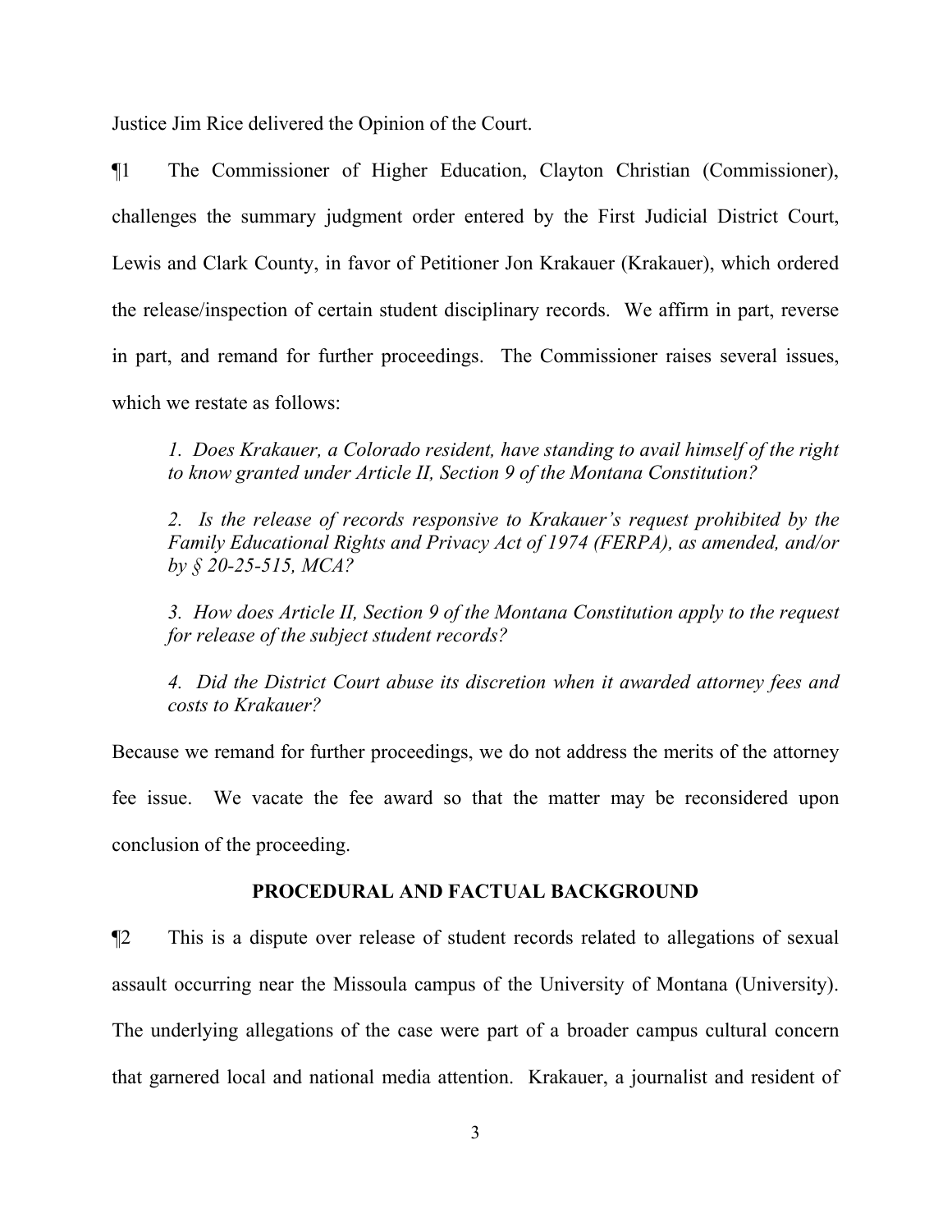Justice Jim Rice delivered the Opinion of the Court.

¶1 The Commissioner of Higher Education, Clayton Christian (Commissioner), challenges the summary judgment order entered by the First Judicial District Court, Lewis and Clark County, in favor of Petitioner Jon Krakauer (Krakauer), which ordered the release/inspection of certain student disciplinary records. We affirm in part, reverse in part, and remand for further proceedings. The Commissioner raises several issues, which we restate as follows:

> *1. Does Krakauer, a Colorado resident, have standing to avail himself of the right to know granted under Article II, Section 9 of the Montana Constitution?*
>
> *2. Is the release of records responsive to Krakauer's request prohibited by the Family Educational Rights and Privacy Act of 1974 (FERPA), as amended, and/or by § 20-25-515, MCA?*
>
> *3. How does Article II, Section 9 of the Montana Constitution apply to the request for release of the subject student records?*
>
> *4. Did the District Court abuse its discretion when it awarded attorney fees and costs to Krakauer?*

Because we remand for further proceedings, we do not address the merits of the attorney fee issue. We vacate the fee award so that the matter may be reconsidered upon conclusion of the proceeding.

## PROCEDURAL AND FACTUAL BACKGROUND

¶2 This is a dispute over release of student records related to allegations of sexual assault occurring near the Missoula campus of the University of Montana (University). The underlying allegations of the case were part of a broader campus cultural concern that garnered local and national media attention. Krakauer, a journalist and resident of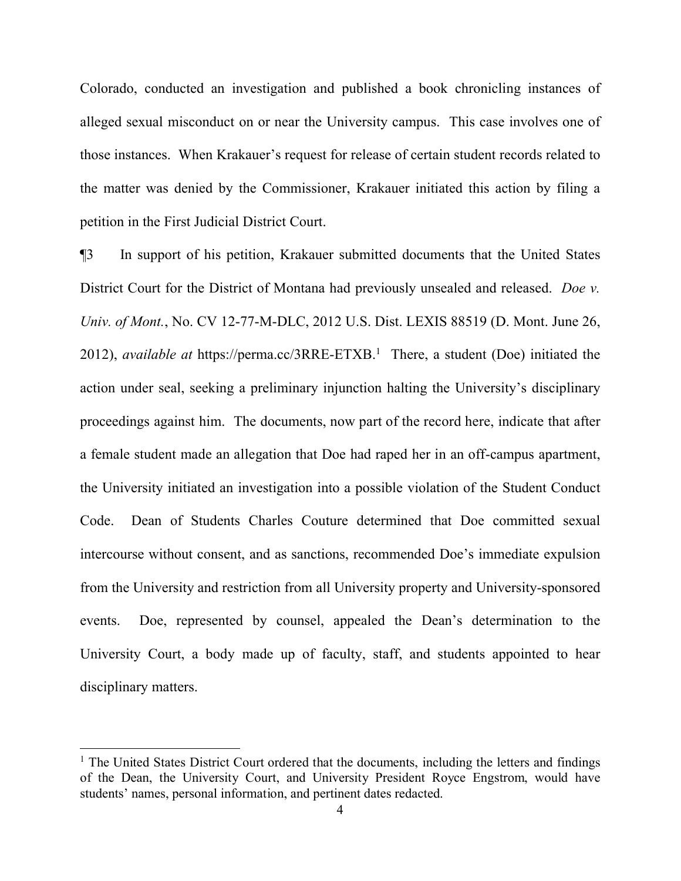Colorado, conducted an investigation and published a book chronicling instances of alleged sexual misconduct on or near the University campus. This case involves one of those instances. When Krakauer's request for release of certain student records related to the matter was denied by the Commissioner, Krakauer initiated this action by filing a petition in the First Judicial District Court.

¶3 In support of his petition, Krakauer submitted documents that the United States District Court for the District of Montana had previously unsealed and released. *Doe v. Univ. of Mont.*, No. CV 12-77-M-DLC, 2012 U.S. Dist. LEXIS 88519 (D. Mont. June 26, 2012), *available at* https://perma.cc/3RRE-ETXB.[1] There, a student (Doe) initiated the action under seal, seeking a preliminary injunction halting the University's disciplinary proceedings against him. The documents, now part of the record here, indicate that after a female student made an allegation that Doe had raped her in an off-campus apartment, the University initiated an investigation into a possible violation of the Student Conduct Code. Dean of Students Charles Couture determined that Doe committed sexual intercourse without consent, and as sanctions, recommended Doe's immediate expulsion from the University and restriction from all University property and University-sponsored events. Doe, represented by counsel, appealed the Dean's determination to the University Court, a body made up of faculty, staff, and students appointed to hear disciplinary matters.

---

[1] The United States District Court ordered that the documents, including the letters and findings of the Dean, the University Court, and University President Royce Engstrom, would have students' names, personal information, and pertinent dates redacted.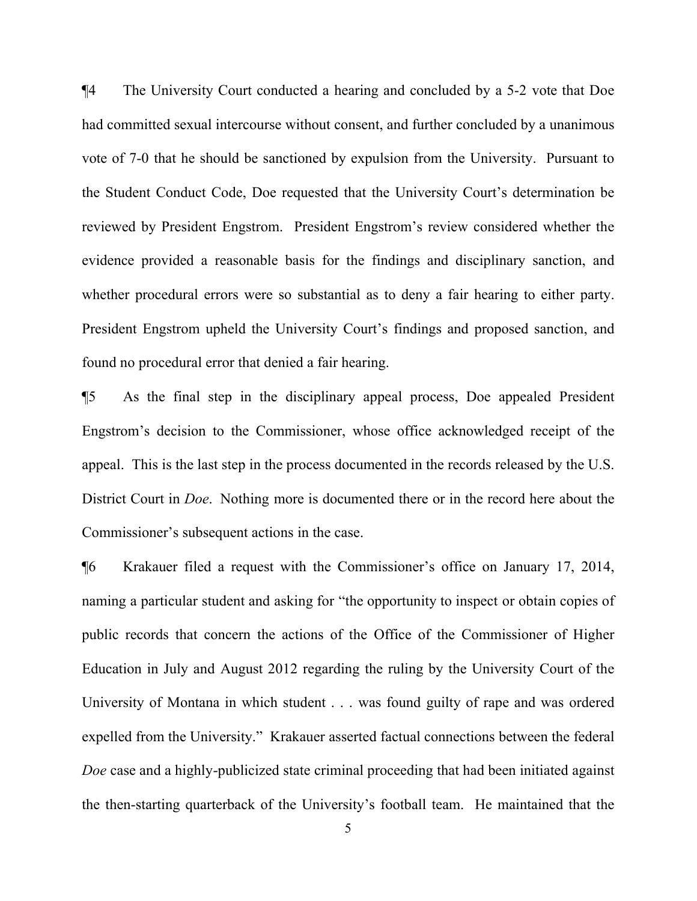¶4 The University Court conducted a hearing and concluded by a 5-2 vote that Doe had committed sexual intercourse without consent, and further concluded by a unanimous vote of 7-0 that he should be sanctioned by expulsion from the University. Pursuant to the Student Conduct Code, Doe requested that the University Court's determination be reviewed by President Engstrom. President Engstrom's review considered whether the evidence provided a reasonable basis for the findings and disciplinary sanction, and whether procedural errors were so substantial as to deny a fair hearing to either party. President Engstrom upheld the University Court's findings and proposed sanction, and found no procedural error that denied a fair hearing.

¶5 As the final step in the disciplinary appeal process, Doe appealed President Engstrom's decision to the Commissioner, whose office acknowledged receipt of the appeal. This is the last step in the process documented in the records released by the U.S. District Court in *Doe*. Nothing more is documented there or in the record here about the Commissioner's subsequent actions in the case.

¶6 Krakauer filed a request with the Commissioner's office on January 17, 2014, naming a particular student and asking for "the opportunity to inspect or obtain copies of public records that concern the actions of the Office of the Commissioner of Higher Education in July and August 2012 regarding the ruling by the University Court of the University of Montana in which student . . . was found guilty of rape and was ordered expelled from the University." Krakauer asserted factual connections between the federal *Doe* case and a highly-publicized state criminal proceeding that had been initiated against the then-starting quarterback of the University's football team. He maintained that the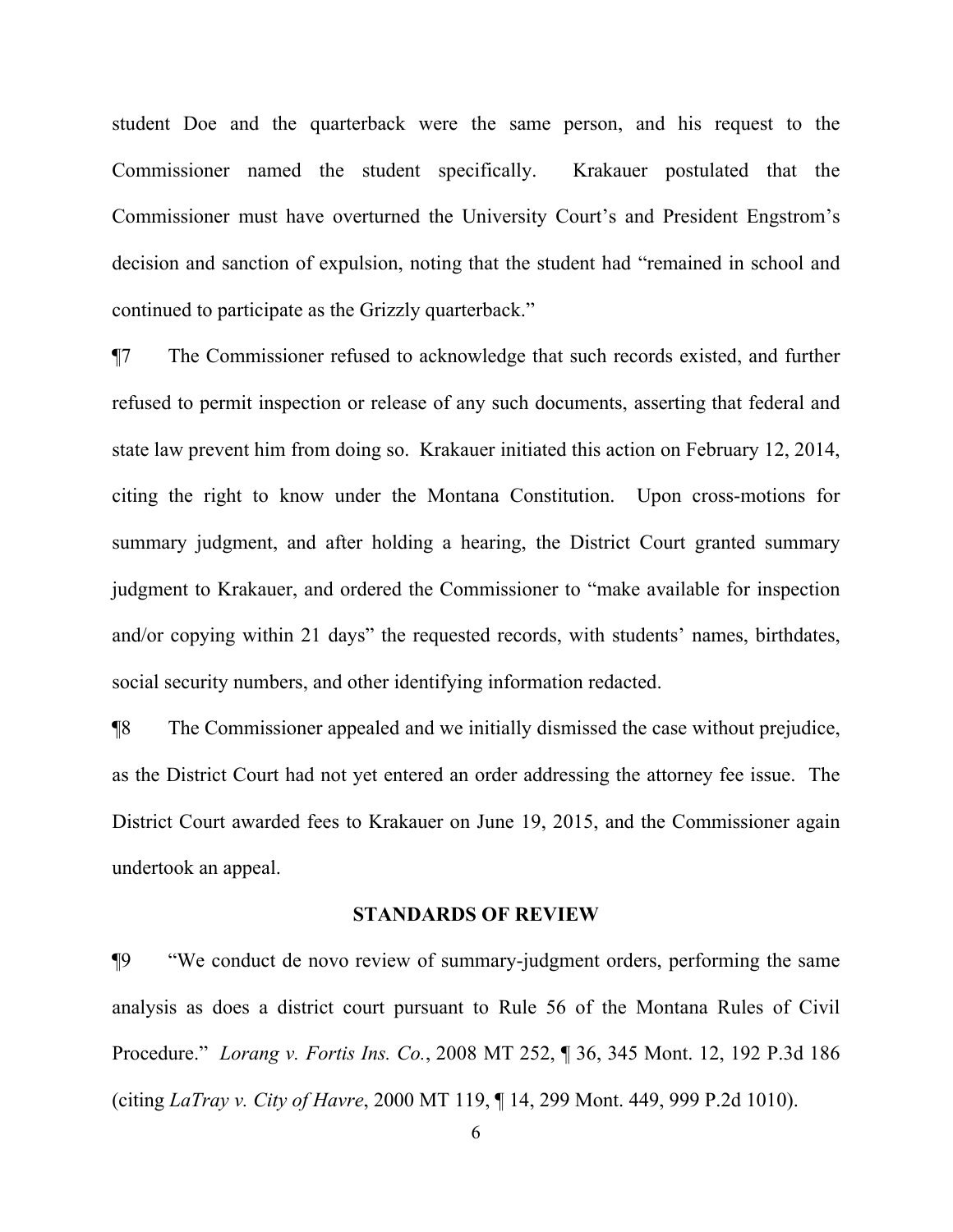student Doe and the quarterback were the same person, and his request to the Commissioner named the student specifically. Krakauer postulated that the Commissioner must have overturned the University Court's and President Engstrom's decision and sanction of expulsion, noting that the student had "remained in school and continued to participate as the Grizzly quarterback."

¶7 The Commissioner refused to acknowledge that such records existed, and further refused to permit inspection or release of any such documents, asserting that federal and state law prevent him from doing so. Krakauer initiated this action on February 12, 2014, citing the right to know under the Montana Constitution. Upon cross-motions for summary judgment, and after holding a hearing, the District Court granted summary judgment to Krakauer, and ordered the Commissioner to "make available for inspection and/or copying within 21 days" the requested records, with students' names, birthdates, social security numbers, and other identifying information redacted.

¶8 The Commissioner appealed and we initially dismissed the case without prejudice, as the District Court had not yet entered an order addressing the attorney fee issue. The District Court awarded fees to Krakauer on June 19, 2015, and the Commissioner again undertook an appeal.

## STANDARDS OF REVIEW

¶9 "We conduct de novo review of summary-judgment orders, performing the same analysis as does a district court pursuant to Rule 56 of the Montana Rules of Civil Procedure." *Lorang v. Fortis Ins. Co.*, 2008 MT 252, ¶ 36, 345 Mont. 12, 192 P.3d 186 (citing *LaTray v. City of Havre*, 2000 MT 119, ¶ 14, 299 Mont. 449, 999 P.2d 1010).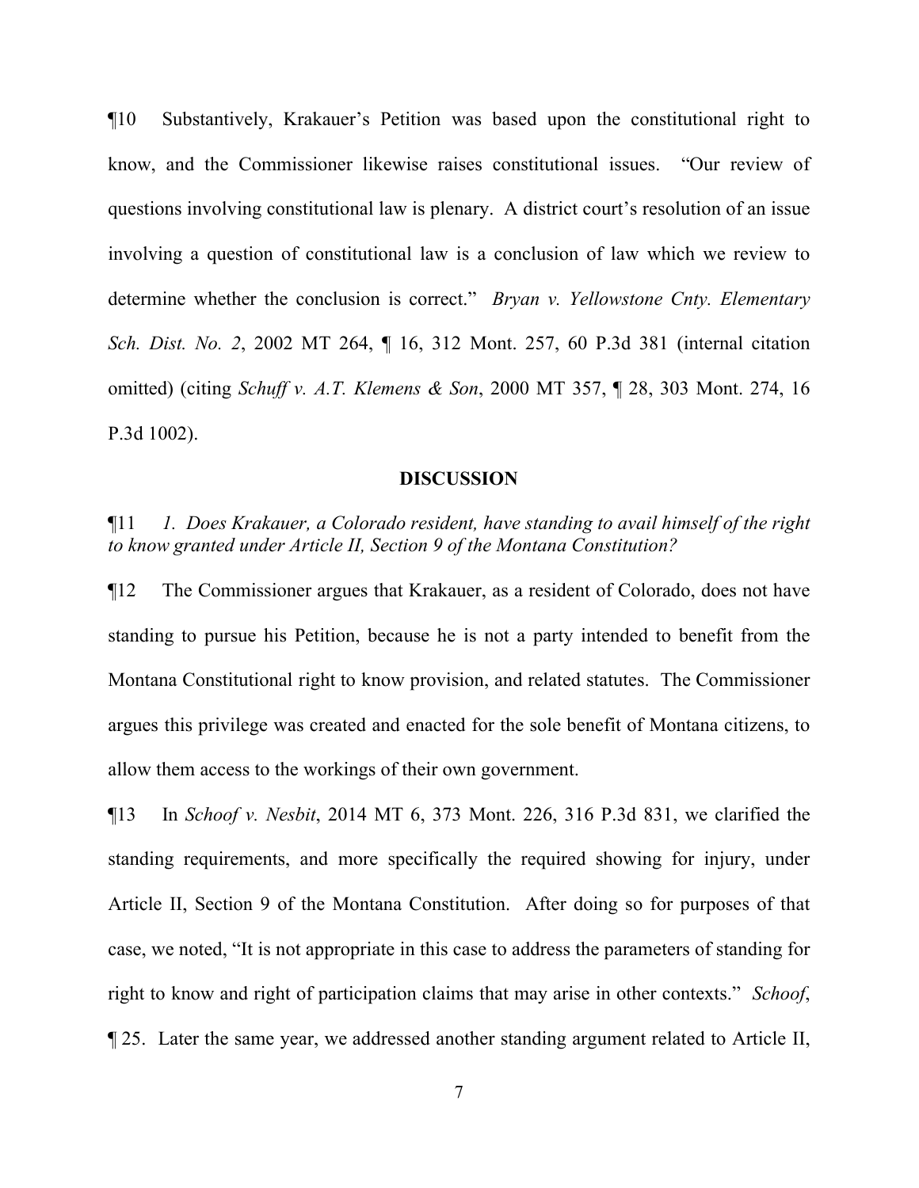¶10 Substantively, Krakauer's Petition was based upon the constitutional right to know, and the Commissioner likewise raises constitutional issues. "Our review of questions involving constitutional law is plenary. A district court's resolution of an issue involving a question of constitutional law is a conclusion of law which we review to determine whether the conclusion is correct." *Bryan v. Yellowstone Cnty. Elementary Sch. Dist. No. 2*, 2002 MT 264, ¶ 16, 312 Mont. 257, 60 P.3d 381 (internal citation omitted) (citing *Schuff v. A.T. Klemens & Son*, 2000 MT 357, ¶ 28, 303 Mont. 274, 16 P.3d 1002).

## DISCUSSION

¶11 *1. Does Krakauer, a Colorado resident, have standing to avail himself of the right to know granted under Article II, Section 9 of the Montana Constitution?*

¶12 The Commissioner argues that Krakauer, as a resident of Colorado, does not have standing to pursue his Petition, because he is not a party intended to benefit from the Montana Constitutional right to know provision, and related statutes. The Commissioner argues this privilege was created and enacted for the sole benefit of Montana citizens, to allow them access to the workings of their own government.

¶13 In *Schoof v. Nesbit*, 2014 MT 6, 373 Mont. 226, 316 P.3d 831, we clarified the standing requirements, and more specifically the required showing for injury, under Article II, Section 9 of the Montana Constitution. After doing so for purposes of that case, we noted, "It is not appropriate in this case to address the parameters of standing for right to know and right of participation claims that may arise in other contexts." *Schoof*, ¶ 25. Later the same year, we addressed another standing argument related to Article II,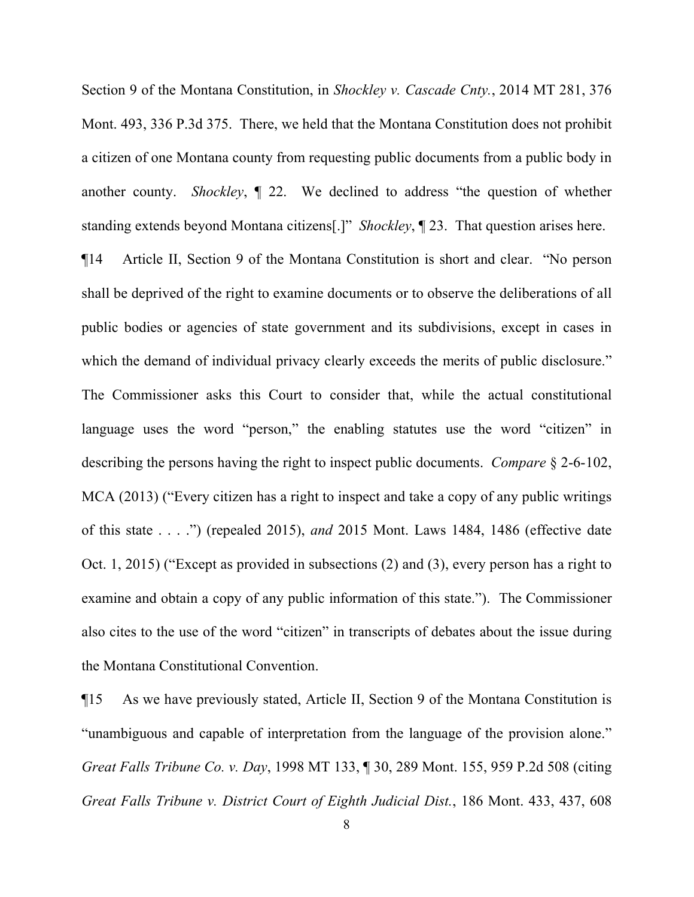Section 9 of the Montana Constitution, in *Shockley v. Cascade Cnty.*, 2014 MT 281, 376 Mont. 493, 336 P.3d 375. There, we held that the Montana Constitution does not prohibit a citizen of one Montana county from requesting public documents from a public body in another county. *Shockley*, ¶ 22. We declined to address "the question of whether standing extends beyond Montana citizens[.]" *Shockley*, ¶ 23. That question arises here.

¶14 Article II, Section 9 of the Montana Constitution is short and clear. "No person shall be deprived of the right to examine documents or to observe the deliberations of all public bodies or agencies of state government and its subdivisions, except in cases in which the demand of individual privacy clearly exceeds the merits of public disclosure." The Commissioner asks this Court to consider that, while the actual constitutional language uses the word "person," the enabling statutes use the word "citizen" in describing the persons having the right to inspect public documents. *Compare* § 2-6-102, MCA (2013) ("Every citizen has a right to inspect and take a copy of any public writings of this state . . . .") (repealed 2015), *and* 2015 Mont. Laws 1484, 1486 (effective date Oct. 1, 2015) ("Except as provided in subsections (2) and (3), every person has a right to examine and obtain a copy of any public information of this state."). The Commissioner also cites to the use of the word "citizen" in transcripts of debates about the issue during the Montana Constitutional Convention.

¶15 As we have previously stated, Article II, Section 9 of the Montana Constitution is "unambiguous and capable of interpretation from the language of the provision alone." *Great Falls Tribune Co. v. Day*, 1998 MT 133, ¶ 30, 289 Mont. 155, 959 P.2d 508 (citing *Great Falls Tribune v. District Court of Eighth Judicial Dist.*, 186 Mont. 433, 437, 608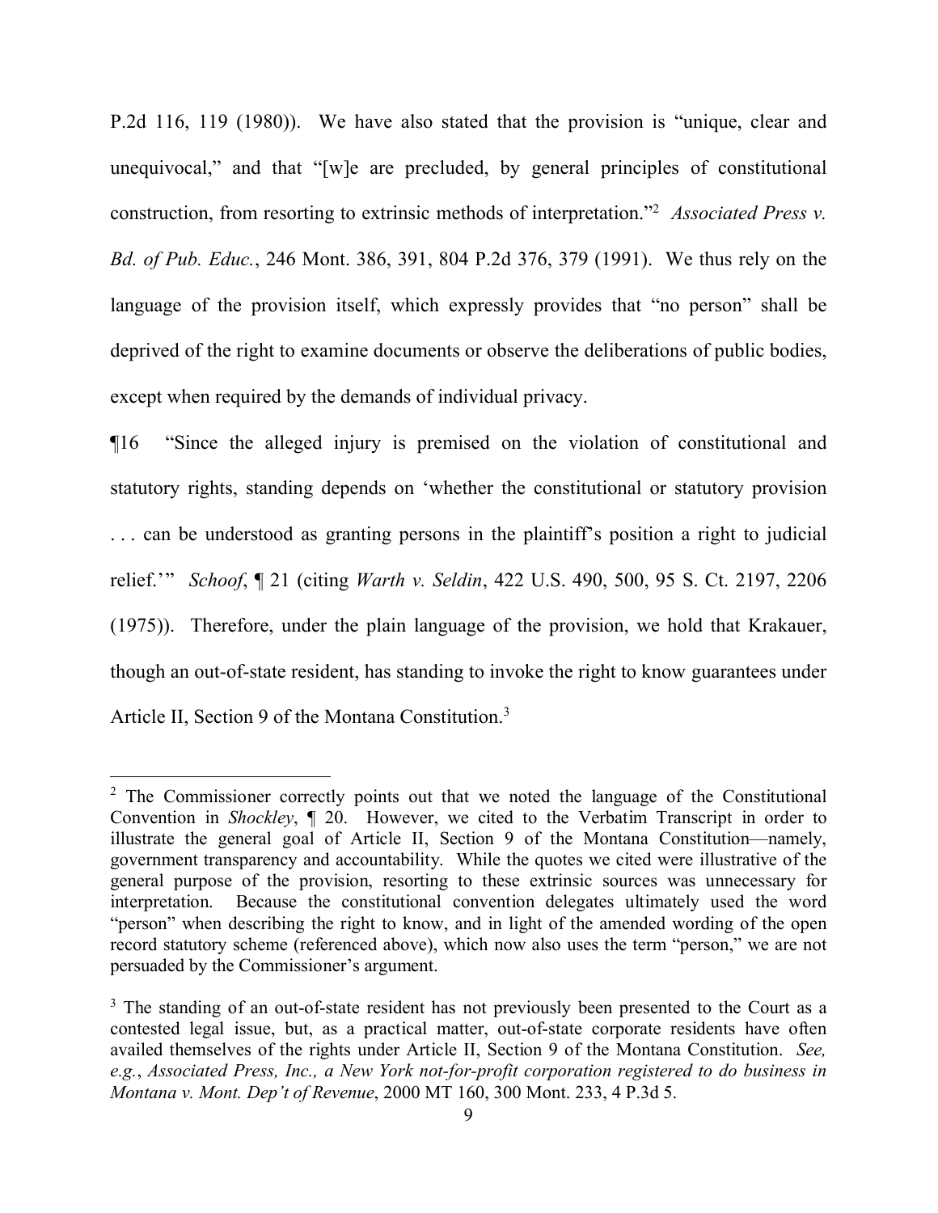P.2d 116, 119 (1980)). We have also stated that the provision is "unique, clear and unequivocal," and that "[w]e are precluded, by general principles of constitutional construction, from resorting to extrinsic methods of interpretation."[2] *Associated Press v. Bd. of Pub. Educ.*, 246 Mont. 386, 391, 804 P.2d 376, 379 (1991). We thus rely on the language of the provision itself, which expressly provides that "no person" shall be deprived of the right to examine documents or observe the deliberations of public bodies, except when required by the demands of individual privacy.

¶16 "Since the alleged injury is premised on the violation of constitutional and statutory rights, standing depends on 'whether the constitutional or statutory provision . . . can be understood as granting persons in the plaintiff's position a right to judicial relief.'" *Schoof*, ¶ 21 (citing *Warth v. Seldin*, 422 U.S. 490, 500, 95 S. Ct. 2197, 2206 (1975)). Therefore, under the plain language of the provision, we hold that Krakauer, though an out-of-state resident, has standing to invoke the right to know guarantees under Article II, Section 9 of the Montana Constitution.[3]

---

[2] The Commissioner correctly points out that we noted the language of the Constitutional Convention in *Shockley*, ¶ 20. However, we cited to the Verbatim Transcript in order to illustrate the general goal of Article II, Section 9 of the Montana Constitution—namely, government transparency and accountability. While the quotes we cited were illustrative of the general purpose of the provision, resorting to these extrinsic sources was unnecessary for interpretation. Because the constitutional convention delegates ultimately used the word "person" when describing the right to know, and in light of the amended wording of the open record statutory scheme (referenced above), which now also uses the term "person," we are not persuaded by the Commissioner's argument.

[3] The standing of an out-of-state resident has not previously been presented to the Court as a contested legal issue, but, as a practical matter, out-of-state corporate residents have often availed themselves of the rights under Article II, Section 9 of the Montana Constitution. *See, e.g.*, *Associated Press, Inc., a New York not-for-profit corporation registered to do business in Montana v. Mont. Dep't of Revenue*, 2000 MT 160, 300 Mont. 233, 4 P.3d 5.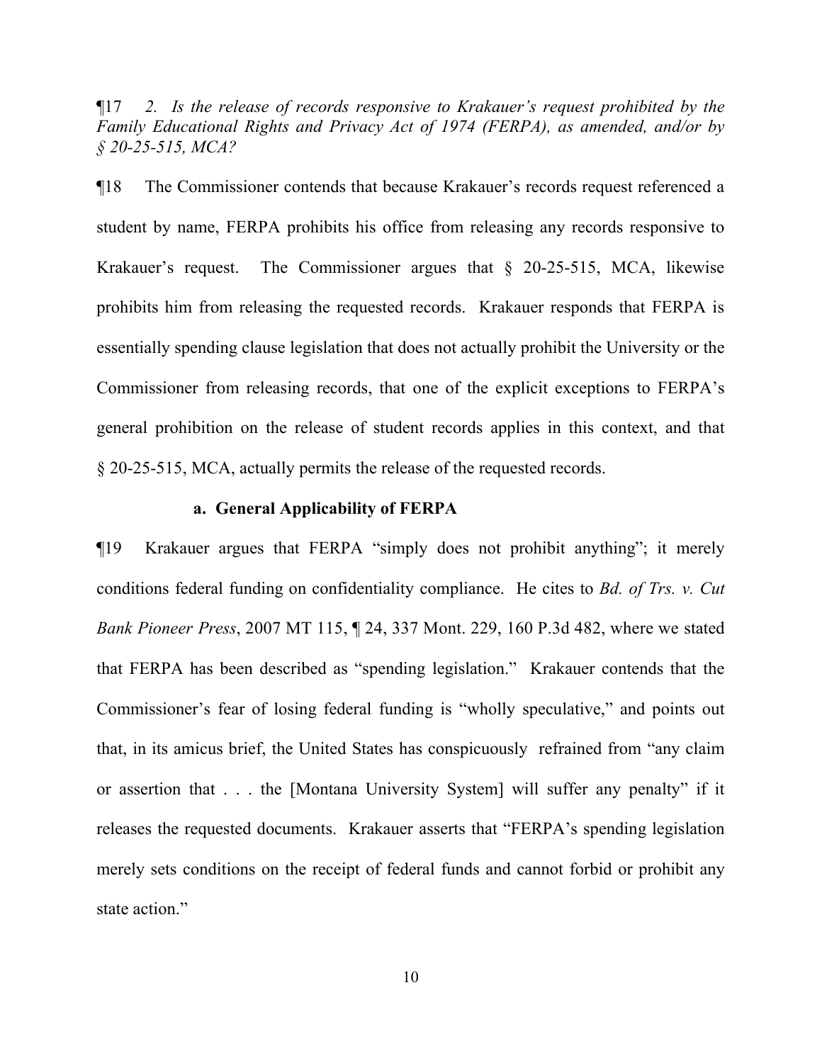¶17 *2. Is the release of records responsive to Krakauer's request prohibited by the Family Educational Rights and Privacy Act of 1974 (FERPA), as amended, and/or by § 20-25-515, MCA?*

¶18 The Commissioner contends that because Krakauer's records request referenced a student by name, FERPA prohibits his office from releasing any records responsive to Krakauer's request. The Commissioner argues that § 20-25-515, MCA, likewise prohibits him from releasing the requested records. Krakauer responds that FERPA is essentially spending clause legislation that does not actually prohibit the University or the Commissioner from releasing records, that one of the explicit exceptions to FERPA's general prohibition on the release of student records applies in this context, and that § 20-25-515, MCA, actually permits the release of the requested records.

**a. General Applicability of FERPA**

¶19 Krakauer argues that FERPA "simply does not prohibit anything"; it merely conditions federal funding on confidentiality compliance. He cites to *Bd. of Trs. v. Cut Bank Pioneer Press*, 2007 MT 115, ¶ 24, 337 Mont. 229, 160 P.3d 482, where we stated that FERPA has been described as "spending legislation." Krakauer contends that the Commissioner's fear of losing federal funding is "wholly speculative," and points out that, in its amicus brief, the United States has conspicuously refrained from "any claim or assertion that . . . the [Montana University System] will suffer any penalty" if it releases the requested documents. Krakauer asserts that "FERPA's spending legislation merely sets conditions on the receipt of federal funds and cannot forbid or prohibit any state action."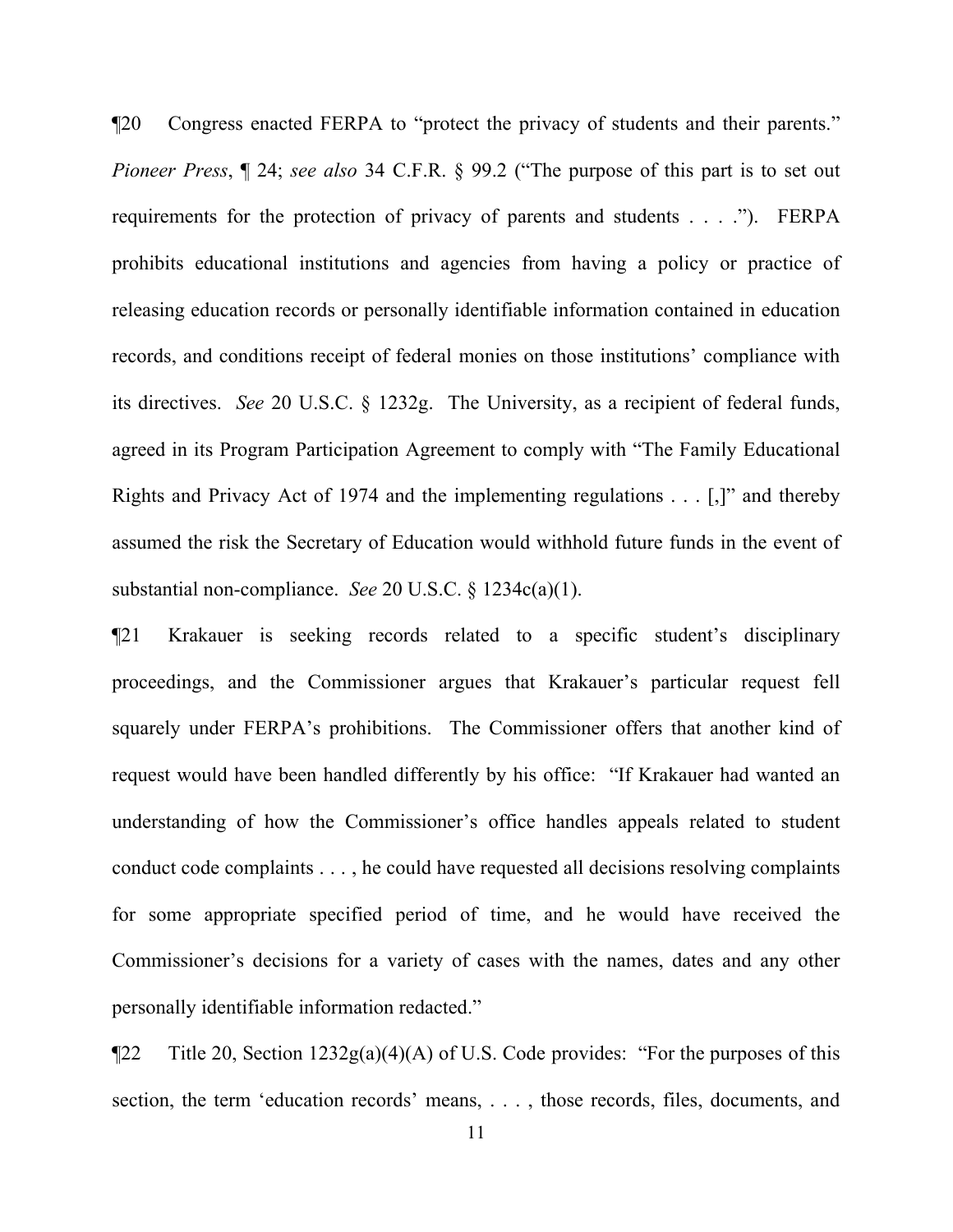¶20 Congress enacted FERPA to "protect the privacy of students and their parents." *Pioneer Press*, ¶ 24; *see also* 34 C.F.R. § 99.2 ("The purpose of this part is to set out requirements for the protection of privacy of parents and students . . . ."). FERPA prohibits educational institutions and agencies from having a policy or practice of releasing education records or personally identifiable information contained in education records, and conditions receipt of federal monies on those institutions' compliance with its directives. *See* 20 U.S.C. § 1232g. The University, as a recipient of federal funds, agreed in its Program Participation Agreement to comply with "The Family Educational Rights and Privacy Act of 1974 and the implementing regulations . . . [,]" and thereby assumed the risk the Secretary of Education would withhold future funds in the event of substantial non-compliance. *See* 20 U.S.C. § 1234c(a)(1).

¶21 Krakauer is seeking records related to a specific student's disciplinary proceedings, and the Commissioner argues that Krakauer's particular request fell squarely under FERPA's prohibitions. The Commissioner offers that another kind of request would have been handled differently by his office: "If Krakauer had wanted an understanding of how the Commissioner's office handles appeals related to student conduct code complaints . . . , he could have requested all decisions resolving complaints for some appropriate specified period of time, and he would have received the Commissioner's decisions for a variety of cases with the names, dates and any other personally identifiable information redacted."

¶22 Title 20, Section 1232g(a)(4)(A) of U.S. Code provides: "For the purposes of this section, the term 'education records' means, . . . , those records, files, documents, and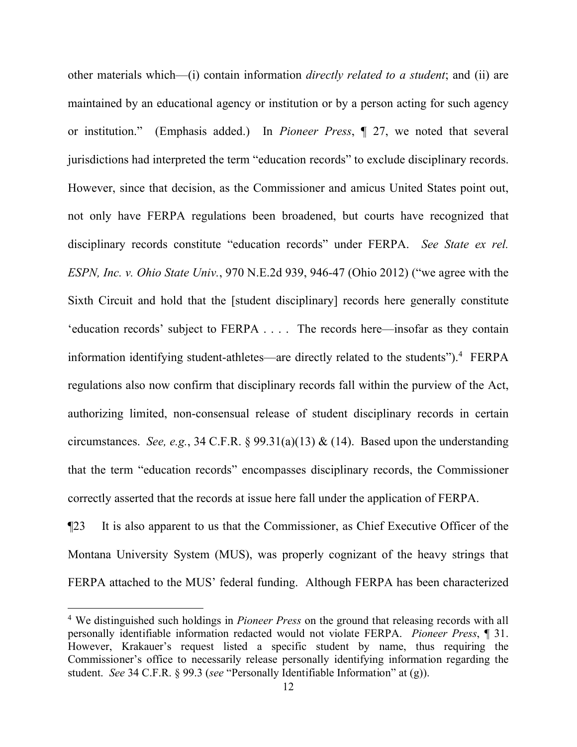other materials which—(i) contain information *directly related to a student*; and (ii) are maintained by an educational agency or institution or by a person acting for such agency or institution." (Emphasis added.) In *Pioneer Press*, ¶ 27, we noted that several jurisdictions had interpreted the term "education records" to exclude disciplinary records. However, since that decision, as the Commissioner and amicus United States point out, not only have FERPA regulations been broadened, but courts have recognized that disciplinary records constitute "education records" under FERPA. *See State ex rel. ESPN, Inc. v. Ohio State Univ.*, 970 N.E.2d 939, 946-47 (Ohio 2012) ("we agree with the Sixth Circuit and hold that the [student disciplinary] records here generally constitute 'education records' subject to FERPA . . . . The records here—insofar as they contain information identifying student-athletes—are directly related to the students").[4] FERPA regulations also now confirm that disciplinary records fall within the purview of the Act, authorizing limited, non-consensual release of student disciplinary records in certain circumstances. *See, e.g.*, 34 C.F.R. § 99.31(a)(13) & (14). Based upon the understanding that the term "education records" encompasses disciplinary records, the Commissioner correctly asserted that the records at issue here fall under the application of FERPA.

¶23 It is also apparent to us that the Commissioner, as Chief Executive Officer of the Montana University System (MUS), was properly cognizant of the heavy strings that FERPA attached to the MUS' federal funding. Although FERPA has been characterized

[4] We distinguished such holdings in *Pioneer Press* on the ground that releasing records with all personally identifiable information redacted would not violate FERPA. *Pioneer Press*, ¶ 31. However, Krakauer's request listed a specific student by name, thus requiring the Commissioner's office to necessarily release personally identifying information regarding the student. *See* 34 C.F.R. § 99.3 (*see* "Personally Identifiable Information" at (g)).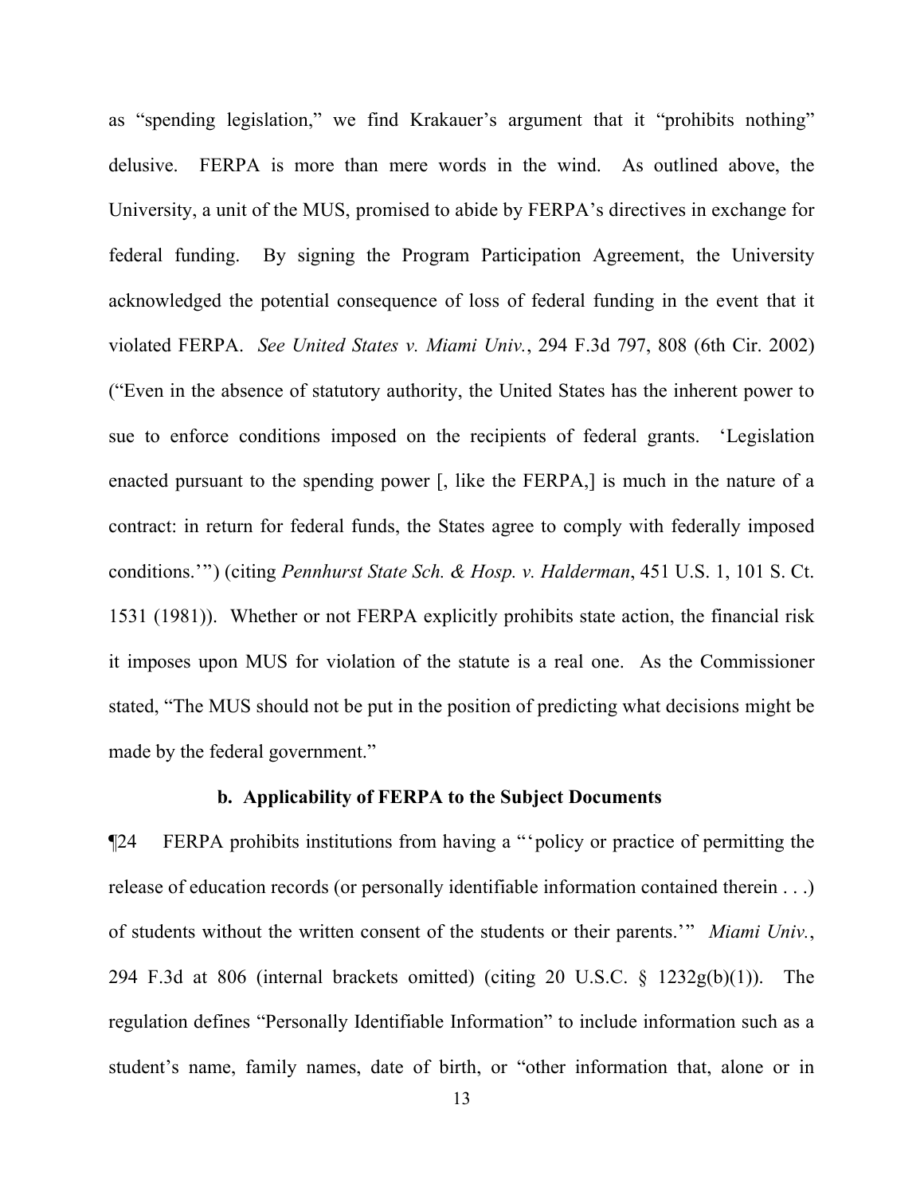as "spending legislation," we find Krakauer's argument that it "prohibits nothing" delusive. FERPA is more than mere words in the wind. As outlined above, the University, a unit of the MUS, promised to abide by FERPA's directives in exchange for federal funding. By signing the Program Participation Agreement, the University acknowledged the potential consequence of loss of federal funding in the event that it violated FERPA. *See United States v. Miami Univ.*, 294 F.3d 797, 808 (6th Cir. 2002) ("Even in the absence of statutory authority, the United States has the inherent power to sue to enforce conditions imposed on the recipients of federal grants. 'Legislation enacted pursuant to the spending power [, like the FERPA,] is much in the nature of a contract: in return for federal funds, the States agree to comply with federally imposed conditions.'") (citing *Pennhurst State Sch. & Hosp. v. Halderman*, 451 U.S. 1, 101 S. Ct. 1531 (1981)). Whether or not FERPA explicitly prohibits state action, the financial risk it imposes upon MUS for violation of the statute is a real one. As the Commissioner stated, "The MUS should not be put in the position of predicting what decisions might be made by the federal government."

**b. Applicability of FERPA to the Subject Documents**

¶24 FERPA prohibits institutions from having a "'policy or practice of permitting the release of education records (or personally identifiable information contained therein . . .) of students without the written consent of the students or their parents.'" *Miami Univ.*, 294 F.3d at 806 (internal brackets omitted) (citing 20 U.S.C. § 1232g(b)(1)). The regulation defines "Personally Identifiable Information" to include information such as a student's name, family names, date of birth, or "other information that, alone or in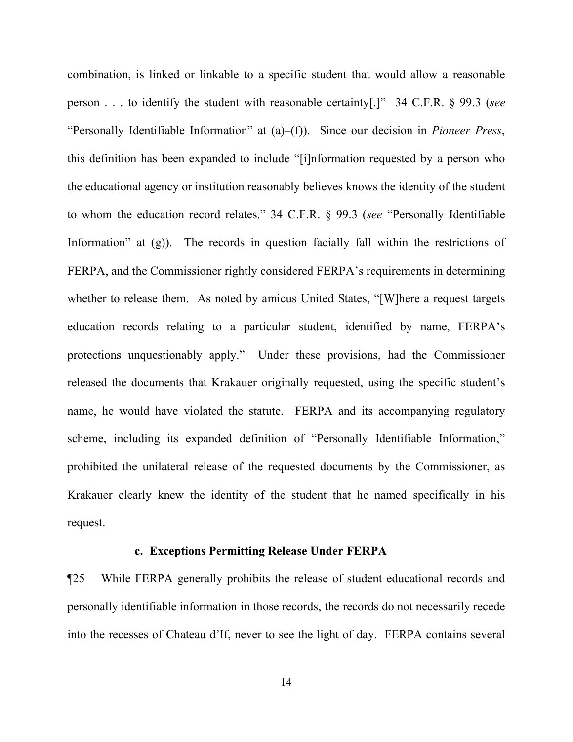combination, is linked or linkable to a specific student that would allow a reasonable person . . . to identify the student with reasonable certainty[.]" 34 C.F.R. § 99.3 (*see* "Personally Identifiable Information" at (a)–(f)). Since our decision in *Pioneer Press*, this definition has been expanded to include "[i]nformation requested by a person who the educational agency or institution reasonably believes knows the identity of the student to whom the education record relates." 34 C.F.R. § 99.3 (*see* "Personally Identifiable Information" at (g)). The records in question facially fall within the restrictions of FERPA, and the Commissioner rightly considered FERPA's requirements in determining whether to release them. As noted by amicus United States, "[W]here a request targets education records relating to a particular student, identified by name, FERPA's protections unquestionably apply." Under these provisions, had the Commissioner released the documents that Krakauer originally requested, using the specific student's name, he would have violated the statute. FERPA and its accompanying regulatory scheme, including its expanded definition of "Personally Identifiable Information," prohibited the unilateral release of the requested documents by the Commissioner, as Krakauer clearly knew the identity of the student that he named specifically in his request.

### c. Exceptions Permitting Release Under FERPA

¶25 While FERPA generally prohibits the release of student educational records and personally identifiable information in those records, the records do not necessarily recede into the recesses of Chateau d'If, never to see the light of day. FERPA contains several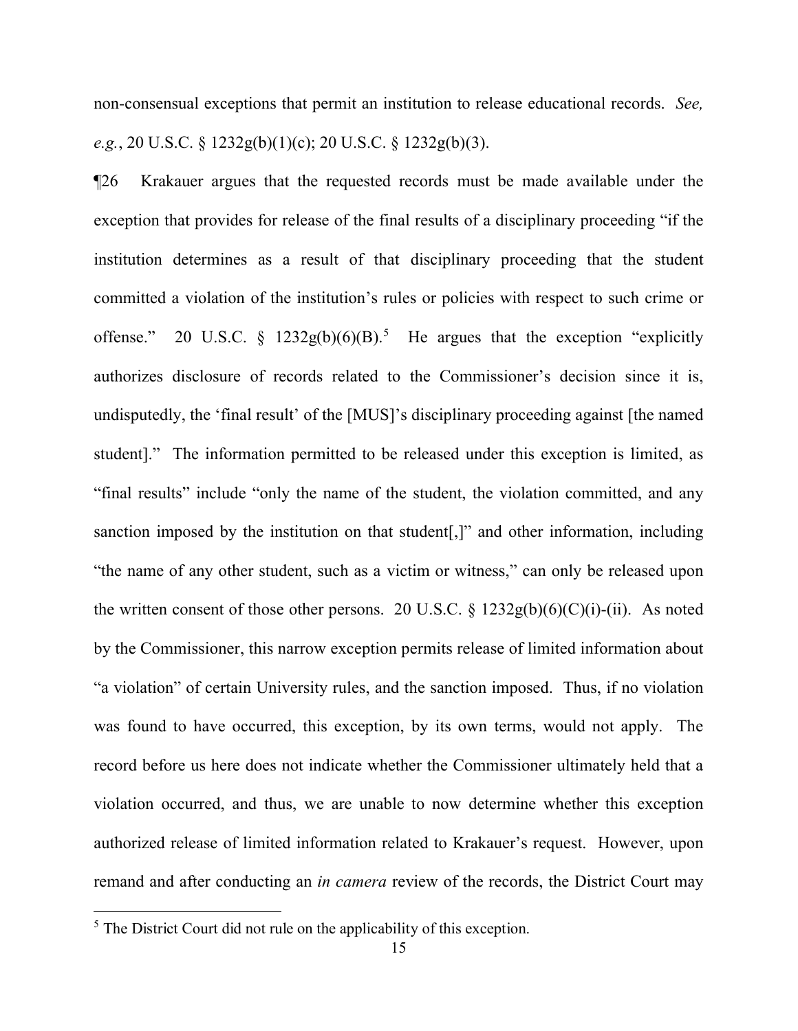non-consensual exceptions that permit an institution to release educational records. *See, e.g.*, 20 U.S.C. § 1232g(b)(1)(c); 20 U.S.C. § 1232g(b)(3).

¶26 Krakauer argues that the requested records must be made available under the exception that provides for release of the final results of a disciplinary proceeding "if the institution determines as a result of that disciplinary proceeding that the student committed a violation of the institution's rules or policies with respect to such crime or offense." 20 U.S.C. § 1232g(b)(6)(B).[5] He argues that the exception "explicitly authorizes disclosure of records related to the Commissioner's decision since it is, undisputedly, the 'final result' of the [MUS]'s disciplinary proceeding against [the named student]." The information permitted to be released under this exception is limited, as "final results" include "only the name of the student, the violation committed, and any sanction imposed by the institution on that student[,]" and other information, including "the name of any other student, such as a victim or witness," can only be released upon the written consent of those other persons. 20 U.S.C. § 1232g(b)(6)(C)(i)-(ii). As noted by the Commissioner, this narrow exception permits release of limited information about "a violation" of certain University rules, and the sanction imposed. Thus, if no violation was found to have occurred, this exception, by its own terms, would not apply. The record before us here does not indicate whether the Commissioner ultimately held that a violation occurred, and thus, we are unable to now determine whether this exception authorized release of limited information related to Krakauer's request. However, upon remand and after conducting an *in camera* review of the records, the District Court may

[5] The District Court did not rule on the applicability of this exception.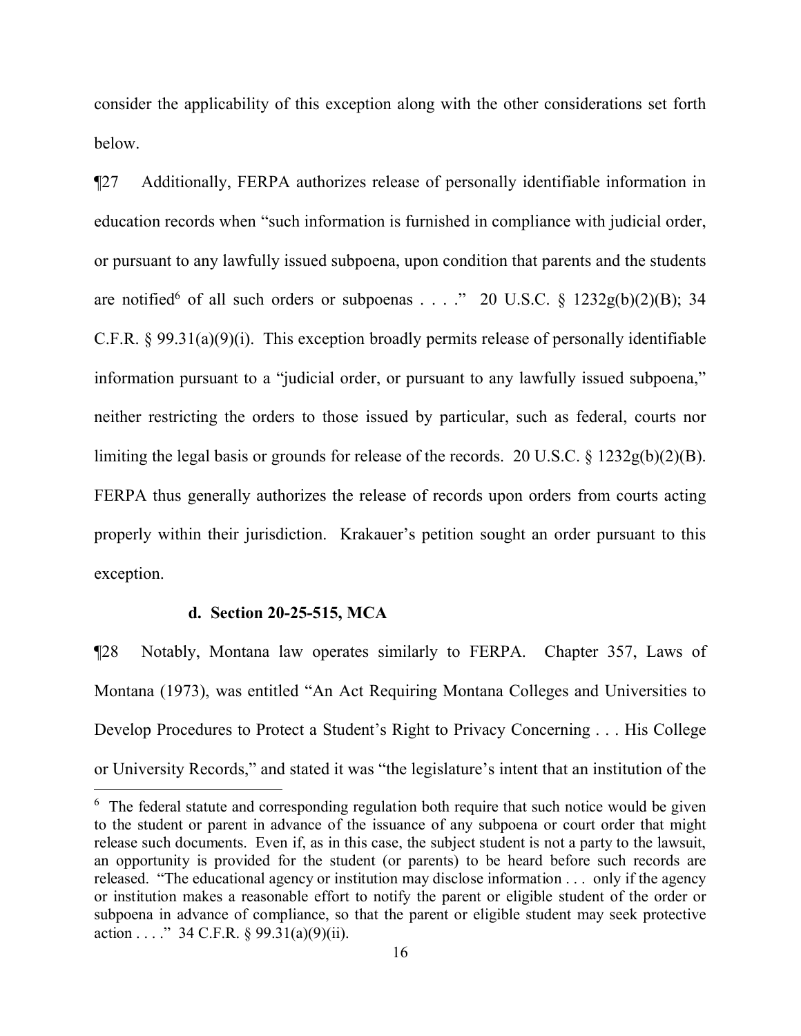consider the applicability of this exception along with the other considerations set forth below.

¶27 Additionally, FERPA authorizes release of personally identifiable information in education records when "such information is furnished in compliance with judicial order, or pursuant to any lawfully issued subpoena, upon condition that parents and the students are notified[6] of all such orders or subpoenas . . . ." 20 U.S.C. § 1232g(b)(2)(B); 34 C.F.R. § 99.31(a)(9)(i). This exception broadly permits release of personally identifiable information pursuant to a "judicial order, or pursuant to any lawfully issued subpoena," neither restricting the orders to those issued by particular, such as federal, courts nor limiting the legal basis or grounds for release of the records. 20 U.S.C. § 1232g(b)(2)(B). FERPA thus generally authorizes the release of records upon orders from courts acting properly within their jurisdiction. Krakauer's petition sought an order pursuant to this exception.

**d. Section 20-25-515, MCA**

¶28 Notably, Montana law operates similarly to FERPA. Chapter 357, Laws of Montana (1973), was entitled "An Act Requiring Montana Colleges and Universities to Develop Procedures to Protect a Student's Right to Privacy Concerning . . . His College or University Records," and stated it was "the legislature's intent that an institution of the

---

[6] The federal statute and corresponding regulation both require that such notice would be given to the student or parent in advance of the issuance of any subpoena or court order that might release such documents. Even if, as in this case, the subject student is not a party to the lawsuit, an opportunity is provided for the student (or parents) to be heard before such records are released. "The educational agency or institution may disclose information . . . only if the agency or institution makes a reasonable effort to notify the parent or eligible student of the order or subpoena in advance of compliance, so that the parent or eligible student may seek protective action . . . ." 34 C.F.R. § 99.31(a)(9)(ii).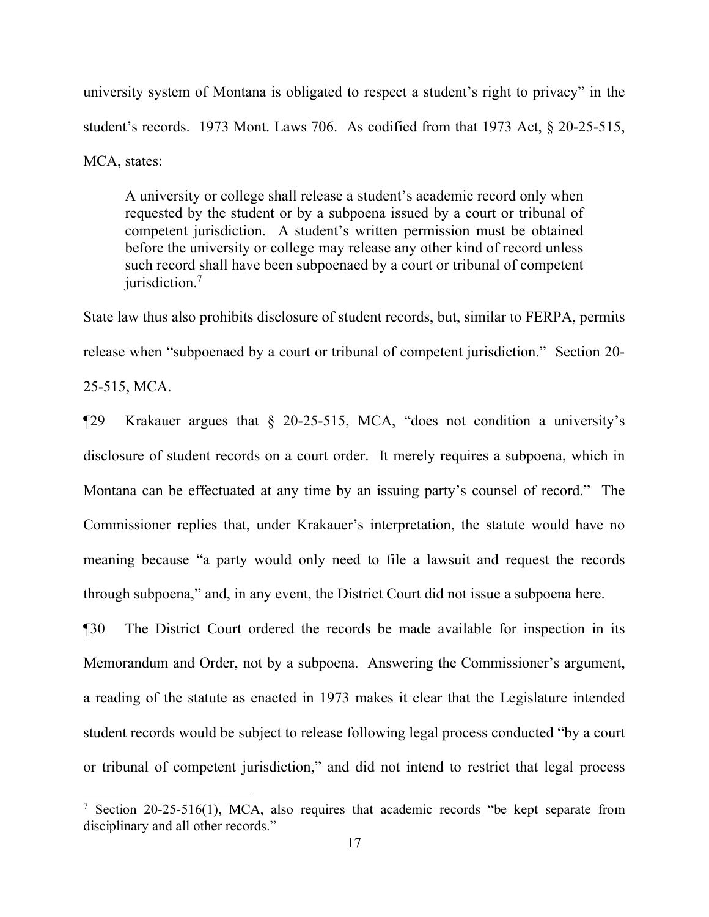university system of Montana is obligated to respect a student's right to privacy" in the student's records. 1973 Mont. Laws 706. As codified from that 1973 Act, § 20-25-515, MCA, states:

> A university or college shall release a student's academic record only when requested by the student or by a subpoena issued by a court or tribunal of competent jurisdiction. A student's written permission must be obtained before the university or college may release any other kind of record unless such record shall have been subpoenaed by a court or tribunal of competent jurisdiction.[7]

State law thus also prohibits disclosure of student records, but, similar to FERPA, permits release when "subpoenaed by a court or tribunal of competent jurisdiction." Section 20-25-515, MCA.

¶29 Krakauer argues that § 20-25-515, MCA, "does not condition a university's disclosure of student records on a court order. It merely requires a subpoena, which in Montana can be effectuated at any time by an issuing party's counsel of record." The Commissioner replies that, under Krakauer's interpretation, the statute would have no meaning because "a party would only need to file a lawsuit and request the records through subpoena," and, in any event, the District Court did not issue a subpoena here.

¶30 The District Court ordered the records be made available for inspection in its Memorandum and Order, not by a subpoena. Answering the Commissioner's argument, a reading of the statute as enacted in 1973 makes it clear that the Legislature intended student records would be subject to release following legal process conducted "by a court or tribunal of competent jurisdiction," and did not intend to restrict that legal process

---

[7] Section 20-25-516(1), MCA, also requires that academic records "be kept separate from disciplinary and all other records."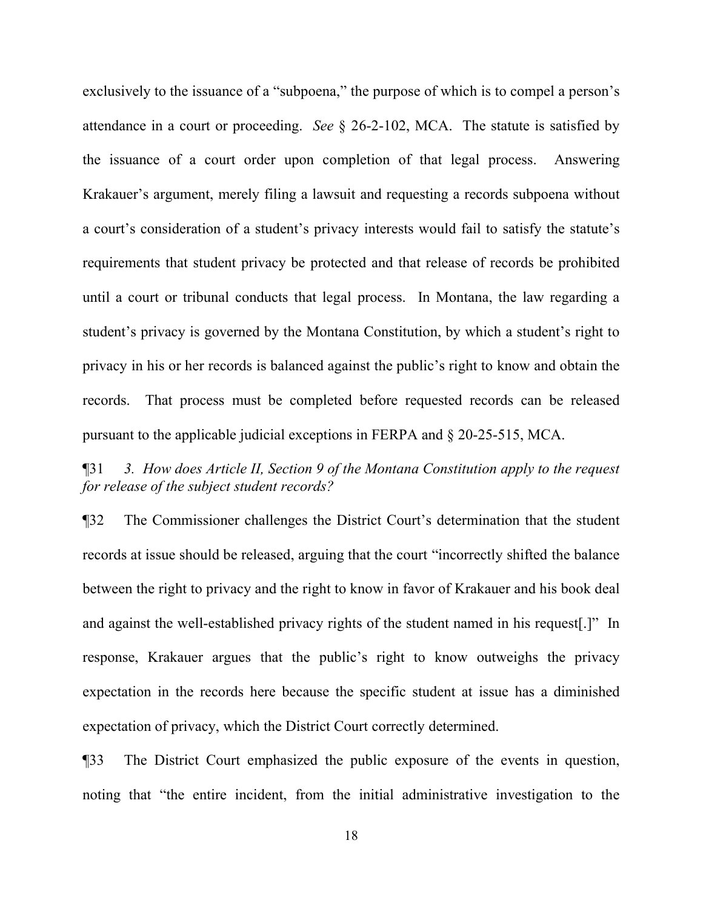exclusively to the issuance of a "subpoena," the purpose of which is to compel a person's attendance in a court or proceeding. *See* § 26-2-102, MCA. The statute is satisfied by the issuance of a court order upon completion of that legal process. Answering Krakauer's argument, merely filing a lawsuit and requesting a records subpoena without a court's consideration of a student's privacy interests would fail to satisfy the statute's requirements that student privacy be protected and that release of records be prohibited until a court or tribunal conducts that legal process. In Montana, the law regarding a student's privacy is governed by the Montana Constitution, by which a student's right to privacy in his or her records is balanced against the public's right to know and obtain the records. That process must be completed before requested records can be released pursuant to the applicable judicial exceptions in FERPA and § 20-25-515, MCA.

¶31 *3. How does Article II, Section 9 of the Montana Constitution apply to the request for release of the subject student records?*

¶32 The Commissioner challenges the District Court's determination that the student records at issue should be released, arguing that the court "incorrectly shifted the balance between the right to privacy and the right to know in favor of Krakauer and his book deal and against the well-established privacy rights of the student named in his request[.]" In response, Krakauer argues that the public's right to know outweighs the privacy expectation in the records here because the specific student at issue has a diminished expectation of privacy, which the District Court correctly determined.

¶33 The District Court emphasized the public exposure of the events in question, noting that "the entire incident, from the initial administrative investigation to the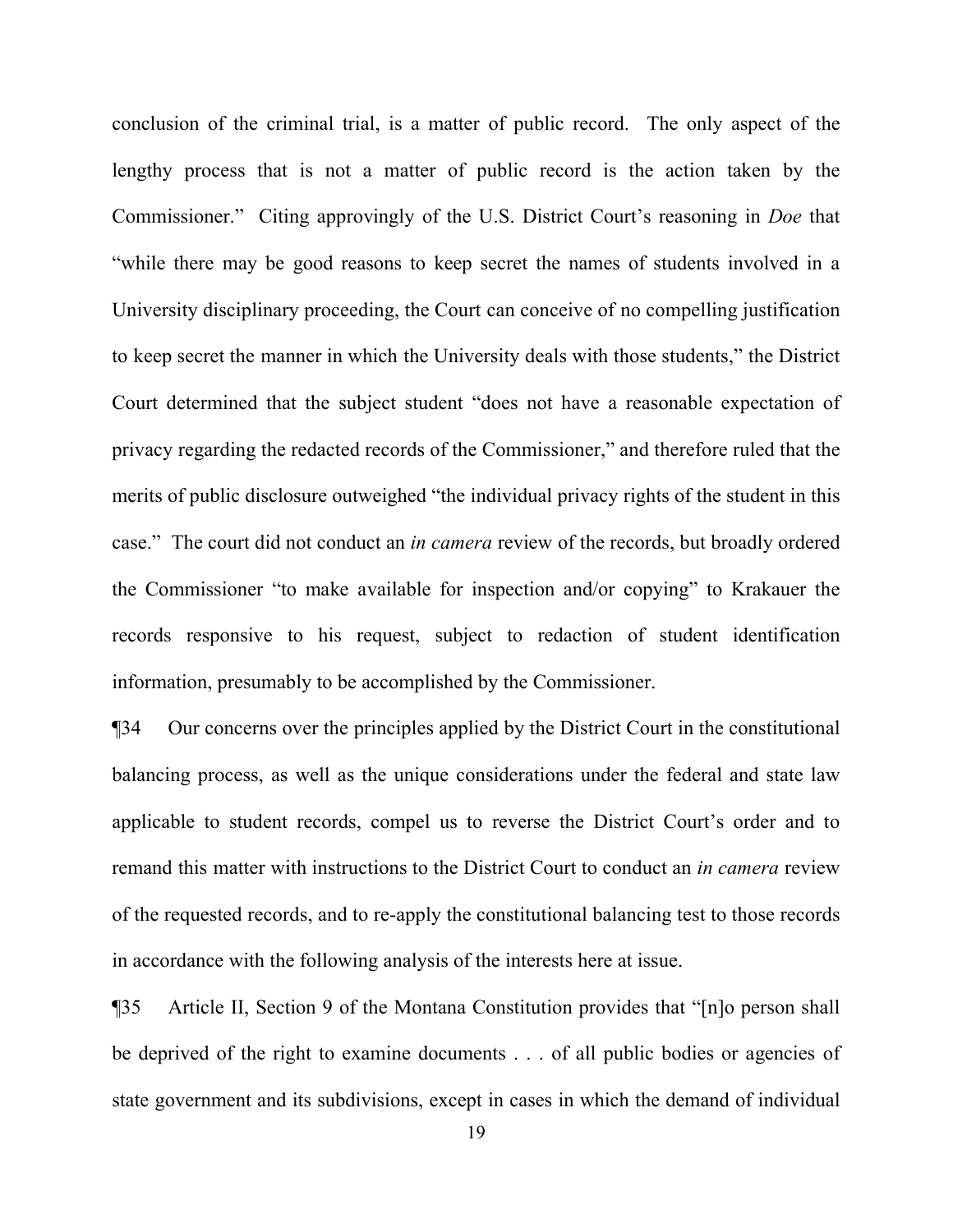conclusion of the criminal trial, is a matter of public record. The only aspect of the lengthy process that is not a matter of public record is the action taken by the Commissioner." Citing approvingly of the U.S. District Court's reasoning in *Doe* that "while there may be good reasons to keep secret the names of students involved in a University disciplinary proceeding, the Court can conceive of no compelling justification to keep secret the manner in which the University deals with those students," the District Court determined that the subject student "does not have a reasonable expectation of privacy regarding the redacted records of the Commissioner," and therefore ruled that the merits of public disclosure outweighed "the individual privacy rights of the student in this case." The court did not conduct an *in camera* review of the records, but broadly ordered the Commissioner "to make available for inspection and/or copying" to Krakauer the records responsive to his request, subject to redaction of student identification information, presumably to be accomplished by the Commissioner.

¶34 Our concerns over the principles applied by the District Court in the constitutional balancing process, as well as the unique considerations under the federal and state law applicable to student records, compel us to reverse the District Court's order and to remand this matter with instructions to the District Court to conduct an *in camera* review of the requested records, and to re-apply the constitutional balancing test to those records in accordance with the following analysis of the interests here at issue.

¶35 Article II, Section 9 of the Montana Constitution provides that "[n]o person shall be deprived of the right to examine documents . . . of all public bodies or agencies of state government and its subdivisions, except in cases in which the demand of individual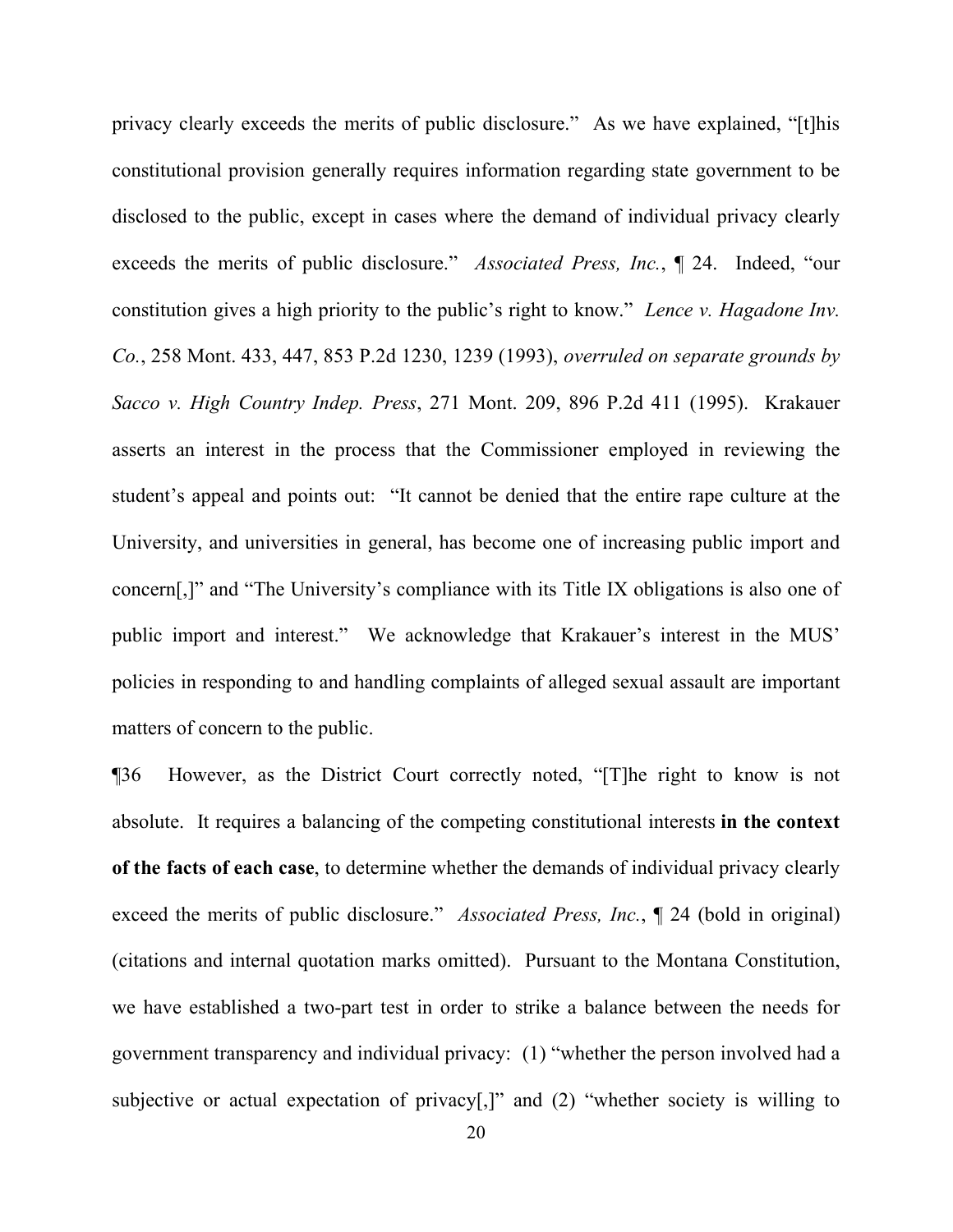privacy clearly exceeds the merits of public disclosure." As we have explained, "[t]his constitutional provision generally requires information regarding state government to be disclosed to the public, except in cases where the demand of individual privacy clearly exceeds the merits of public disclosure." *Associated Press, Inc.*, ¶ 24. Indeed, "our constitution gives a high priority to the public's right to know." *Lence v. Hagadone Inv. Co.*, 258 Mont. 433, 447, 853 P.2d 1230, 1239 (1993), *overruled on separate grounds by Sacco v. High Country Indep. Press*, 271 Mont. 209, 896 P.2d 411 (1995). Krakauer asserts an interest in the process that the Commissioner employed in reviewing the student's appeal and points out: "It cannot be denied that the entire rape culture at the University, and universities in general, has become one of increasing public import and concern[,]" and "The University's compliance with its Title IX obligations is also one of public import and interest." We acknowledge that Krakauer's interest in the MUS' policies in responding to and handling complaints of alleged sexual assault are important matters of concern to the public.

¶36 However, as the District Court correctly noted, "[T]he right to know is not absolute. It requires a balancing of the competing constitutional interests **in the context of the facts of each case**, to determine whether the demands of individual privacy clearly exceed the merits of public disclosure." *Associated Press, Inc.*, ¶ 24 (bold in original) (citations and internal quotation marks omitted). Pursuant to the Montana Constitution, we have established a two-part test in order to strike a balance between the needs for government transparency and individual privacy: (1) "whether the person involved had a subjective or actual expectation of privacy[,]" and (2) "whether society is willing to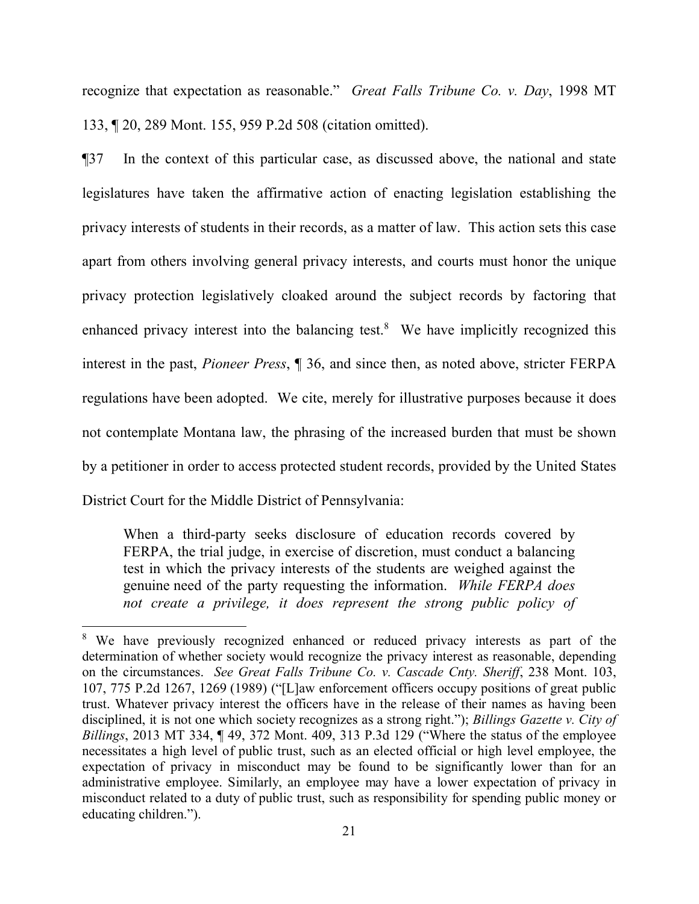recognize that expectation as reasonable." *Great Falls Tribune Co. v. Day*, 1998 MT 133, ¶ 20, 289 Mont. 155, 959 P.2d 508 (citation omitted).

¶37 In the context of this particular case, as discussed above, the national and state legislatures have taken the affirmative action of enacting legislation establishing the privacy interests of students in their records, as a matter of law. This action sets this case apart from others involving general privacy interests, and courts must honor the unique privacy protection legislatively cloaked around the subject records by factoring that enhanced privacy interest into the balancing test.[8] We have implicitly recognized this interest in the past, *Pioneer Press*, ¶ 36, and since then, as noted above, stricter FERPA regulations have been adopted. We cite, merely for illustrative purposes because it does not contemplate Montana law, the phrasing of the increased burden that must be shown by a petitioner in order to access protected student records, provided by the United States District Court for the Middle District of Pennsylvania:

> When a third-party seeks disclosure of education records covered by FERPA, the trial judge, in exercise of discretion, must conduct a balancing test in which the privacy interests of the students are weighed against the genuine need of the party requesting the information. *While FERPA does not create a privilege, it does represent the strong public policy of*

---

[8] We have previously recognized enhanced or reduced privacy interests as part of the determination of whether society would recognize the privacy interest as reasonable, depending on the circumstances. *See Great Falls Tribune Co. v. Cascade Cnty. Sheriff*, 238 Mont. 103, 107, 775 P.2d 1267, 1269 (1989) ("[L]aw enforcement officers occupy positions of great public trust. Whatever privacy interest the officers have in the release of their names as having been disciplined, it is not one which society recognizes as a strong right."); *Billings Gazette v. City of Billings*, 2013 MT 334, ¶ 49, 372 Mont. 409, 313 P.3d 129 ("Where the status of the employee necessitates a high level of public trust, such as an elected official or high level employee, the expectation of privacy in misconduct may be found to be significantly lower than for an administrative employee. Similarly, an employee may have a lower expectation of privacy in misconduct related to a duty of public trust, such as responsibility for spending public money or educating children.").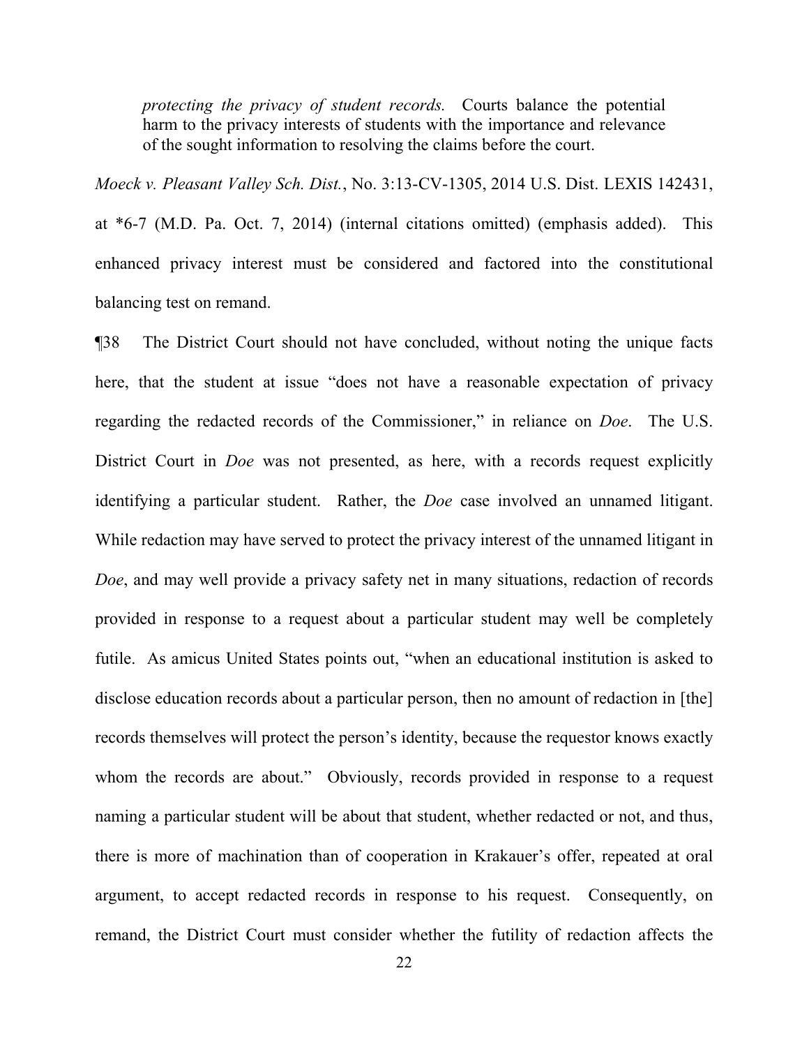> *protecting the privacy of student records.* Courts balance the potential harm to the privacy interests of students with the importance and relevance of the sought information to resolving the claims before the court.

*Moeck v. Pleasant Valley Sch. Dist.*, No. 3:13-CV-1305, 2014 U.S. Dist. LEXIS 142431, at *6-7 (M.D. Pa. Oct. 7, 2014) (internal citations omitted) (emphasis added). This enhanced privacy interest must be considered and factored into the constitutional balancing test on remand.

¶38 The District Court should not have concluded, without noting the unique facts here, that the student at issue "does not have a reasonable expectation of privacy regarding the redacted records of the Commissioner," in reliance on *Doe*. The U.S. District Court in *Doe* was not presented, as here, with a records request explicitly identifying a particular student. Rather, the *Doe* case involved an unnamed litigant. While redaction may have served to protect the privacy interest of the unnamed litigant in *Doe*, and may well provide a privacy safety net in many situations, redaction of records provided in response to a request about a particular student may well be completely futile. As amicus United States points out, "when an educational institution is asked to disclose education records about a particular person, then no amount of redaction in [the] records themselves will protect the person's identity, because the requestor knows exactly whom the records are about." Obviously, records provided in response to a request naming a particular student will be about that student, whether redacted or not, and thus, there is more of machination than of cooperation in Krakauer's offer, repeated at oral argument, to accept redacted records in response to his request. Consequently, on remand, the District Court must consider whether the futility of redaction affects the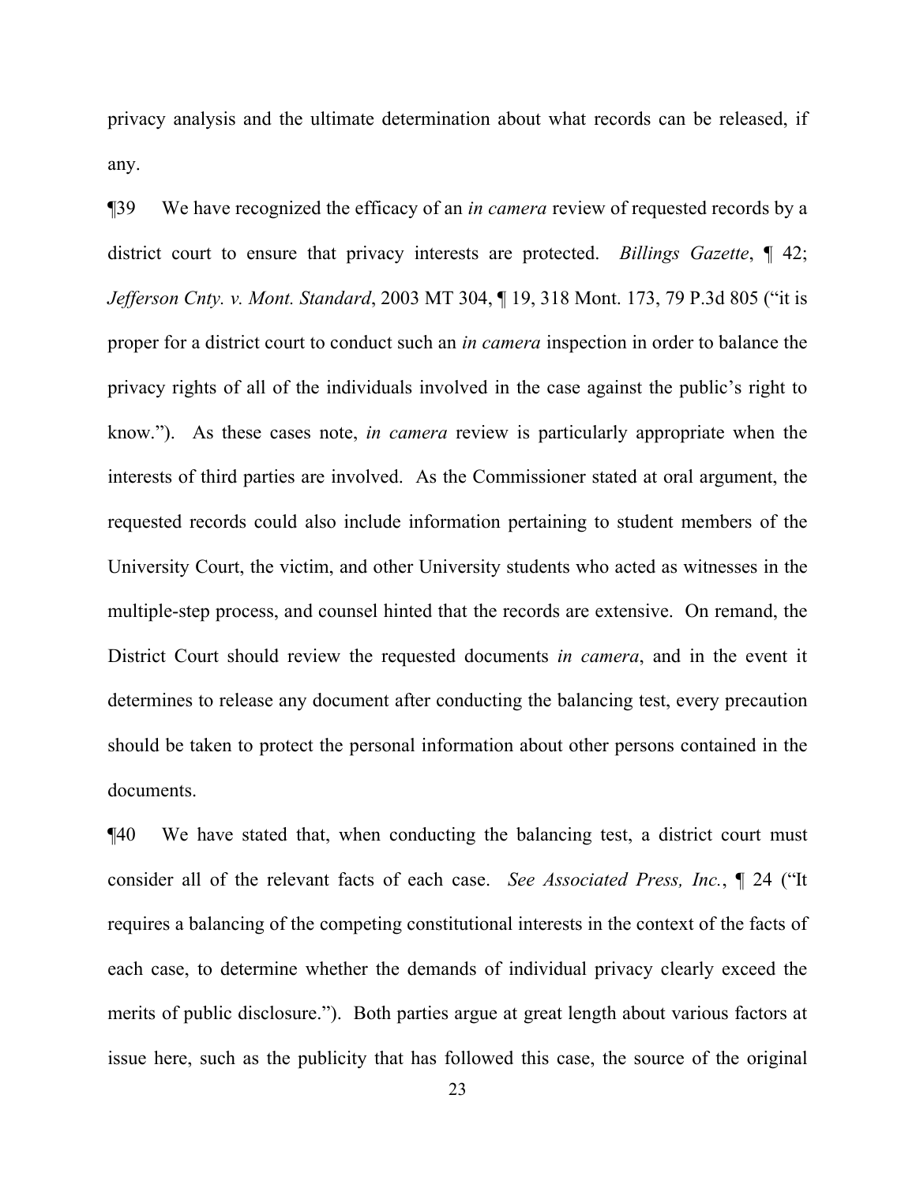privacy analysis and the ultimate determination about what records can be released, if any.

¶39 We have recognized the efficacy of an *in camera* review of requested records by a district court to ensure that privacy interests are protected. *Billings Gazette*, ¶ 42; *Jefferson Cnty. v. Mont. Standard*, 2003 MT 304, ¶ 19, 318 Mont. 173, 79 P.3d 805 ("it is proper for a district court to conduct such an *in camera* inspection in order to balance the privacy rights of all of the individuals involved in the case against the public's right to know."). As these cases note, *in camera* review is particularly appropriate when the interests of third parties are involved. As the Commissioner stated at oral argument, the requested records could also include information pertaining to student members of the University Court, the victim, and other University students who acted as witnesses in the multiple-step process, and counsel hinted that the records are extensive. On remand, the District Court should review the requested documents *in camera*, and in the event it determines to release any document after conducting the balancing test, every precaution should be taken to protect the personal information about other persons contained in the documents.

¶40 We have stated that, when conducting the balancing test, a district court must consider all of the relevant facts of each case. *See Associated Press, Inc.*, ¶ 24 ("It requires a balancing of the competing constitutional interests in the context of the facts of each case, to determine whether the demands of individual privacy clearly exceed the merits of public disclosure."). Both parties argue at great length about various factors at issue here, such as the publicity that has followed this case, the source of the original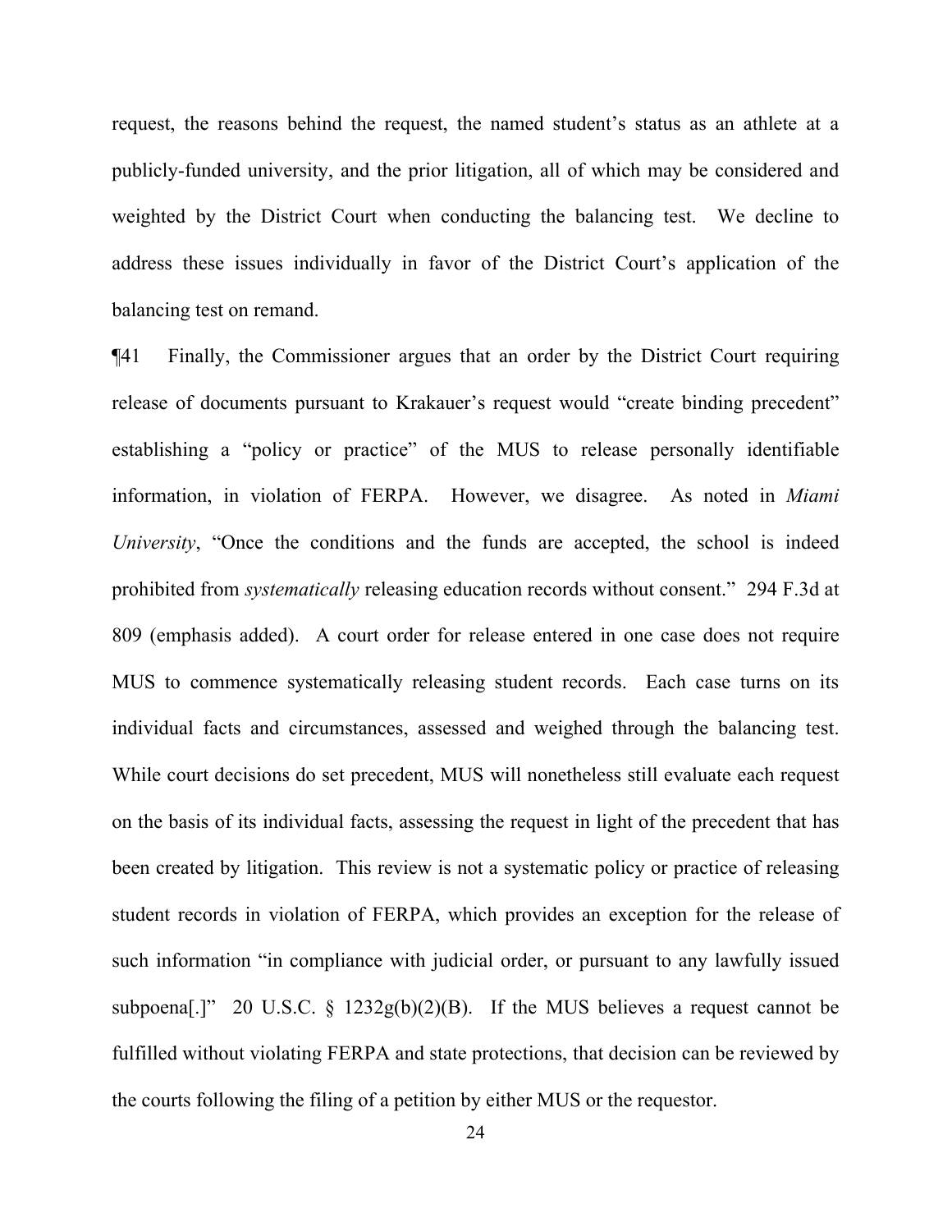request, the reasons behind the request, the named student's status as an athlete at a publicly-funded university, and the prior litigation, all of which may be considered and weighted by the District Court when conducting the balancing test. We decline to address these issues individually in favor of the District Court's application of the balancing test on remand.

¶41 Finally, the Commissioner argues that an order by the District Court requiring release of documents pursuant to Krakauer's request would "create binding precedent" establishing a "policy or practice" of the MUS to release personally identifiable information, in violation of FERPA. However, we disagree. As noted in *Miami University*, "Once the conditions and the funds are accepted, the school is indeed prohibited from *systematically* releasing education records without consent." 294 F.3d at 809 (emphasis added). A court order for release entered in one case does not require MUS to commence systematically releasing student records. Each case turns on its individual facts and circumstances, assessed and weighed through the balancing test. While court decisions do set precedent, MUS will nonetheless still evaluate each request on the basis of its individual facts, assessing the request in light of the precedent that has been created by litigation. This review is not a systematic policy or practice of releasing student records in violation of FERPA, which provides an exception for the release of such information "in compliance with judicial order, or pursuant to any lawfully issued subpoena[.]" 20 U.S.C. § 1232g(b)(2)(B). If the MUS believes a request cannot be fulfilled without violating FERPA and state protections, that decision can be reviewed by the courts following the filing of a petition by either MUS or the requestor.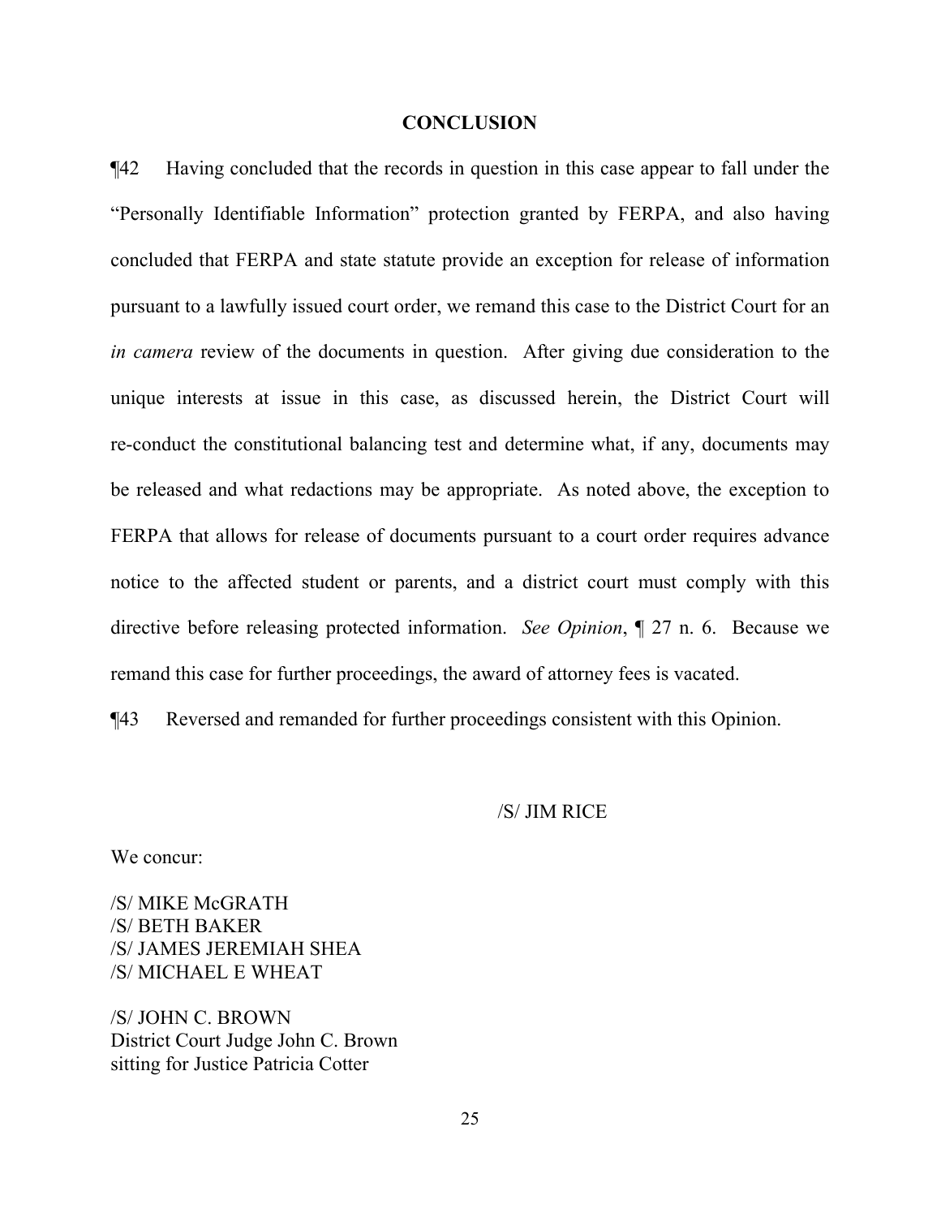## CONCLUSION

¶42 Having concluded that the records in question in this case appear to fall under the "Personally Identifiable Information" protection granted by FERPA, and also having concluded that FERPA and state statute provide an exception for release of information pursuant to a lawfully issued court order, we remand this case to the District Court for an *in camera* review of the documents in question. After giving due consideration to the unique interests at issue in this case, as discussed herein, the District Court will re-conduct the constitutional balancing test and determine what, if any, documents may be released and what redactions may be appropriate. As noted above, the exception to FERPA that allows for release of documents pursuant to a court order requires advance notice to the affected student or parents, and a district court must comply with this directive before releasing protected information. *See Opinion*, ¶ 27 n. 6. Because we remand this case for further proceedings, the award of attorney fees is vacated.

¶43 Reversed and remanded for further proceedings consistent with this Opinion.

/S/ JIM RICE

We concur:

/S/ MIKE McGRATH
/S/ BETH BAKER
/S/ JAMES JEREMIAH SHEA
/S/ MICHAEL E WHEAT

/S/ JOHN C. BROWN
District Court Judge John C. Brown
sitting for Justice Patricia Cotter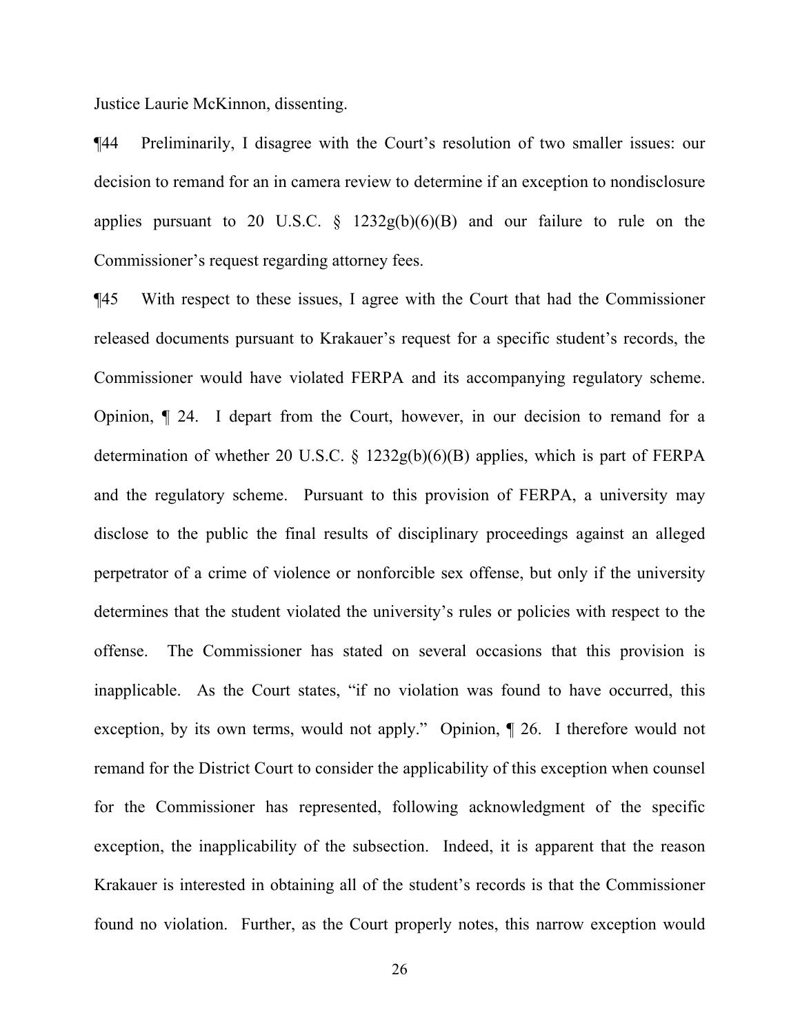Justice Laurie McKinnon, dissenting.

¶44 Preliminarily, I disagree with the Court's resolution of two smaller issues: our decision to remand for an in camera review to determine if an exception to nondisclosure applies pursuant to 20 U.S.C. § 1232g(b)(6)(B) and our failure to rule on the Commissioner's request regarding attorney fees.

¶45 With respect to these issues, I agree with the Court that had the Commissioner released documents pursuant to Krakauer's request for a specific student's records, the Commissioner would have violated FERPA and its accompanying regulatory scheme. Opinion, ¶ 24. I depart from the Court, however, in our decision to remand for a determination of whether 20 U.S.C. § 1232g(b)(6)(B) applies, which is part of FERPA and the regulatory scheme. Pursuant to this provision of FERPA, a university may disclose to the public the final results of disciplinary proceedings against an alleged perpetrator of a crime of violence or nonforcible sex offense, but only if the university determines that the student violated the university's rules or policies with respect to the offense. The Commissioner has stated on several occasions that this provision is inapplicable. As the Court states, "if no violation was found to have occurred, this exception, by its own terms, would not apply." Opinion, ¶ 26. I therefore would not remand for the District Court to consider the applicability of this exception when counsel for the Commissioner has represented, following acknowledgment of the specific exception, the inapplicability of the subsection. Indeed, it is apparent that the reason Krakauer is interested in obtaining all of the student's records is that the Commissioner found no violation. Further, as the Court properly notes, this narrow exception would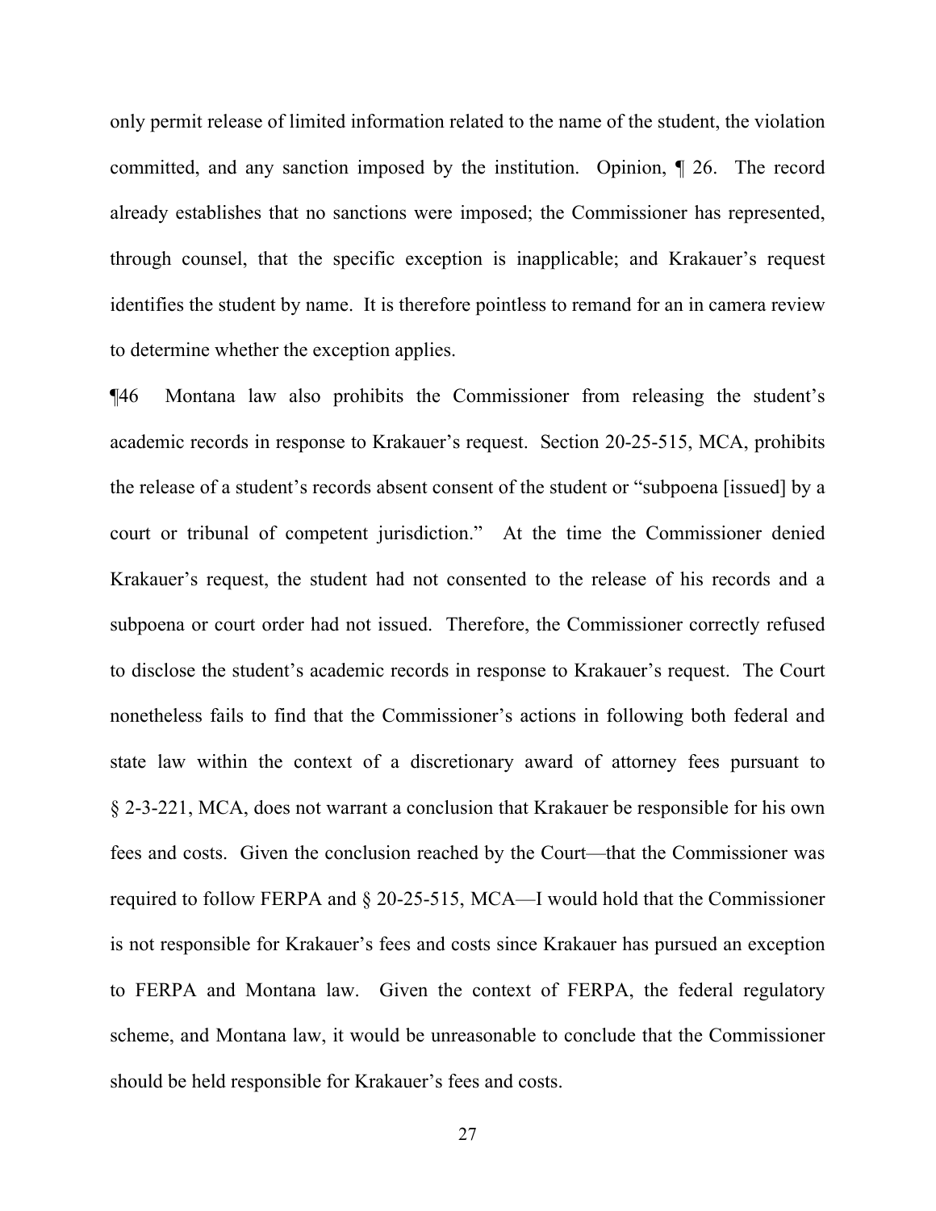only permit release of limited information related to the name of the student, the violation committed, and any sanction imposed by the institution. Opinion, ¶ 26. The record already establishes that no sanctions were imposed; the Commissioner has represented, through counsel, that the specific exception is inapplicable; and Krakauer's request identifies the student by name. It is therefore pointless to remand for an in camera review to determine whether the exception applies.

¶46 Montana law also prohibits the Commissioner from releasing the student's academic records in response to Krakauer's request. Section 20-25-515, MCA, prohibits the release of a student's records absent consent of the student or "subpoena [issued] by a court or tribunal of competent jurisdiction." At the time the Commissioner denied Krakauer's request, the student had not consented to the release of his records and a subpoena or court order had not issued. Therefore, the Commissioner correctly refused to disclose the student's academic records in response to Krakauer's request. The Court nonetheless fails to find that the Commissioner's actions in following both federal and state law within the context of a discretionary award of attorney fees pursuant to § 2-3-221, MCA, does not warrant a conclusion that Krakauer be responsible for his own fees and costs. Given the conclusion reached by the Court—that the Commissioner was required to follow FERPA and § 20-25-515, MCA—I would hold that the Commissioner is not responsible for Krakauer's fees and costs since Krakauer has pursued an exception to FERPA and Montana law. Given the context of FERPA, the federal regulatory scheme, and Montana law, it would be unreasonable to conclude that the Commissioner should be held responsible for Krakauer's fees and costs.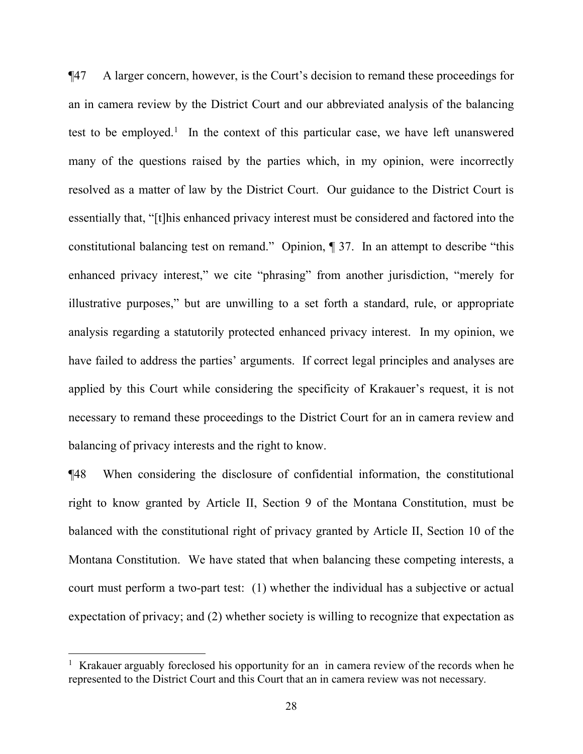¶47 A larger concern, however, is the Court's decision to remand these proceedings for an in camera review by the District Court and our abbreviated analysis of the balancing test to be employed.[1] In the context of this particular case, we have left unanswered many of the questions raised by the parties which, in my opinion, were incorrectly resolved as a matter of law by the District Court. Our guidance to the District Court is essentially that, "[t]his enhanced privacy interest must be considered and factored into the constitutional balancing test on remand." Opinion, ¶ 37. In an attempt to describe "this enhanced privacy interest," we cite "phrasing" from another jurisdiction, "merely for illustrative purposes," but are unwilling to a set forth a standard, rule, or appropriate analysis regarding a statutorily protected enhanced privacy interest. In my opinion, we have failed to address the parties' arguments. If correct legal principles and analyses are applied by this Court while considering the specificity of Krakauer's request, it is not necessary to remand these proceedings to the District Court for an in camera review and balancing of privacy interests and the right to know.

¶48 When considering the disclosure of confidential information, the constitutional right to know granted by Article II, Section 9 of the Montana Constitution, must be balanced with the constitutional right of privacy granted by Article II, Section 10 of the Montana Constitution. We have stated that when balancing these competing interests, a court must perform a two-part test: (1) whether the individual has a subjective or actual expectation of privacy; and (2) whether society is willing to recognize that expectation as

[1] Krakauer arguably foreclosed his opportunity for an in camera review of the records when he represented to the District Court and this Court that an in camera review was not necessary.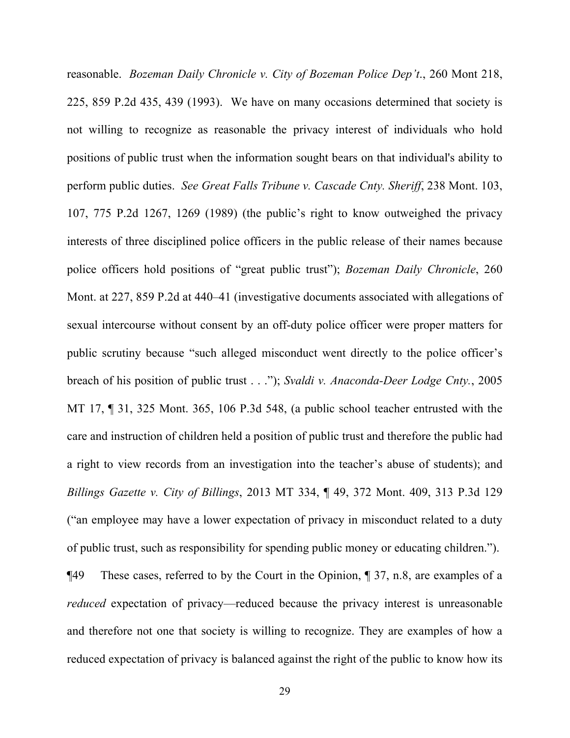reasonable. *Bozeman Daily Chronicle v. City of Bozeman Police Dep't*., 260 Mont 218, 225, 859 P.2d 435, 439 (1993). We have on many occasions determined that society is not willing to recognize as reasonable the privacy interest of individuals who hold positions of public trust when the information sought bears on that individual's ability to perform public duties. *See Great Falls Tribune v. Cascade Cnty. Sheriff*, 238 Mont. 103, 107, 775 P.2d 1267, 1269 (1989) (the public's right to know outweighed the privacy interests of three disciplined police officers in the public release of their names because police officers hold positions of "great public trust"); *Bozeman Daily Chronicle*, 260 Mont. at 227, 859 P.2d at 440–41 (investigative documents associated with allegations of sexual intercourse without consent by an off-duty police officer were proper matters for public scrutiny because "such alleged misconduct went directly to the police officer's breach of his position of public trust . . ."); *Svaldi v. Anaconda-Deer Lodge Cnty.*, 2005 MT 17, ¶ 31, 325 Mont. 365, 106 P.3d 548, (a public school teacher entrusted with the care and instruction of children held a position of public trust and therefore the public had a right to view records from an investigation into the teacher's abuse of students); and *Billings Gazette v. City of Billings*, 2013 MT 334, ¶ 49, 372 Mont. 409, 313 P.3d 129 ("an employee may have a lower expectation of privacy in misconduct related to a duty of public trust, such as responsibility for spending public money or educating children.").

¶49 These cases, referred to by the Court in the Opinion, ¶ 37, n.8, are examples of a *reduced* expectation of privacy—reduced because the privacy interest is unreasonable and therefore not one that society is willing to recognize. They are examples of how a reduced expectation of privacy is balanced against the right of the public to know how its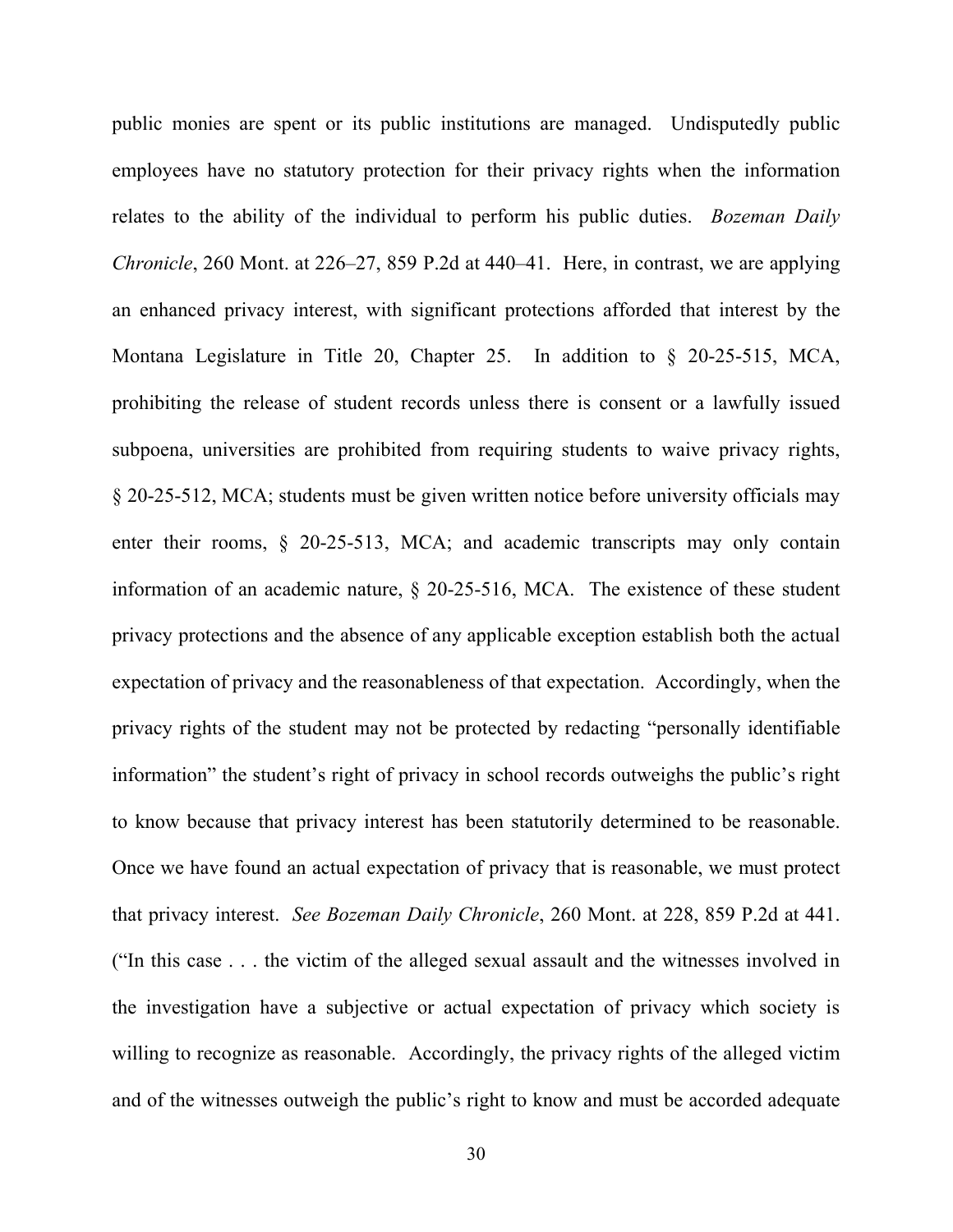public monies are spent or its public institutions are managed. Undisputedly public employees have no statutory protection for their privacy rights when the information relates to the ability of the individual to perform his public duties. *Bozeman Daily Chronicle*, 260 Mont. at 226–27, 859 P.2d at 440–41. Here, in contrast, we are applying an enhanced privacy interest, with significant protections afforded that interest by the Montana Legislature in Title 20, Chapter 25. In addition to § 20-25-515, MCA, prohibiting the release of student records unless there is consent or a lawfully issued subpoena, universities are prohibited from requiring students to waive privacy rights, § 20-25-512, MCA; students must be given written notice before university officials may enter their rooms, § 20-25-513, MCA; and academic transcripts may only contain information of an academic nature, § 20-25-516, MCA. The existence of these student privacy protections and the absence of any applicable exception establish both the actual expectation of privacy and the reasonableness of that expectation. Accordingly, when the privacy rights of the student may not be protected by redacting "personally identifiable information" the student's right of privacy in school records outweighs the public's right to know because that privacy interest has been statutorily determined to be reasonable. Once we have found an actual expectation of privacy that is reasonable, we must protect that privacy interest. *See Bozeman Daily Chronicle*, 260 Mont. at 228, 859 P.2d at 441. ("In this case . . . the victim of the alleged sexual assault and the witnesses involved in the investigation have a subjective or actual expectation of privacy which society is willing to recognize as reasonable. Accordingly, the privacy rights of the alleged victim and of the witnesses outweigh the public's right to know and must be accorded adequate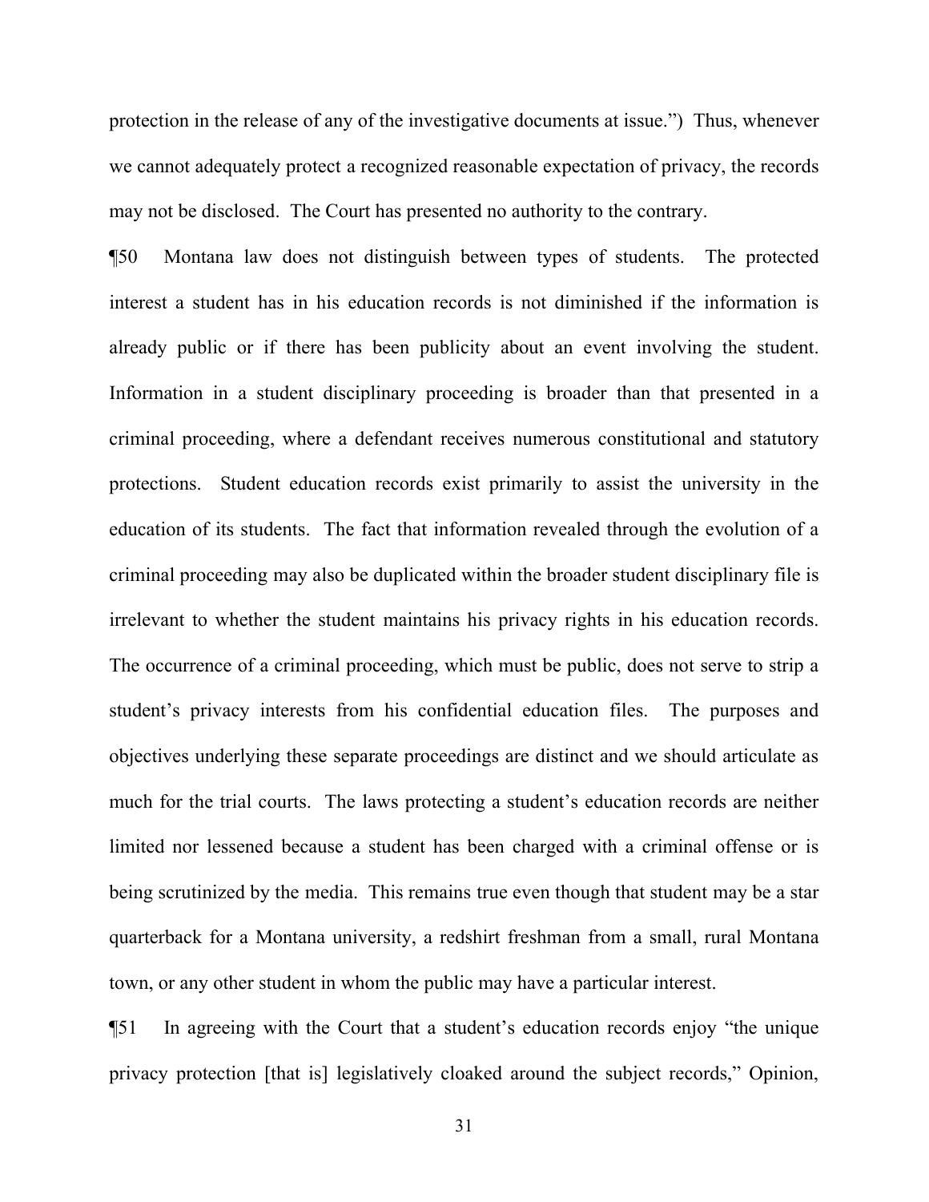protection in the release of any of the investigative documents at issue.") Thus, whenever we cannot adequately protect a recognized reasonable expectation of privacy, the records may not be disclosed. The Court has presented no authority to the contrary.

¶50 Montana law does not distinguish between types of students. The protected interest a student has in his education records is not diminished if the information is already public or if there has been publicity about an event involving the student. Information in a student disciplinary proceeding is broader than that presented in a criminal proceeding, where a defendant receives numerous constitutional and statutory protections. Student education records exist primarily to assist the university in the education of its students. The fact that information revealed through the evolution of a criminal proceeding may also be duplicated within the broader student disciplinary file is irrelevant to whether the student maintains his privacy rights in his education records. The occurrence of a criminal proceeding, which must be public, does not serve to strip a student's privacy interests from his confidential education files. The purposes and objectives underlying these separate proceedings are distinct and we should articulate as much for the trial courts. The laws protecting a student's education records are neither limited nor lessened because a student has been charged with a criminal offense or is being scrutinized by the media. This remains true even though that student may be a star quarterback for a Montana university, a redshirt freshman from a small, rural Montana town, or any other student in whom the public may have a particular interest.

¶51 In agreeing with the Court that a student's education records enjoy "the unique privacy protection [that is] legislatively cloaked around the subject records," Opinion,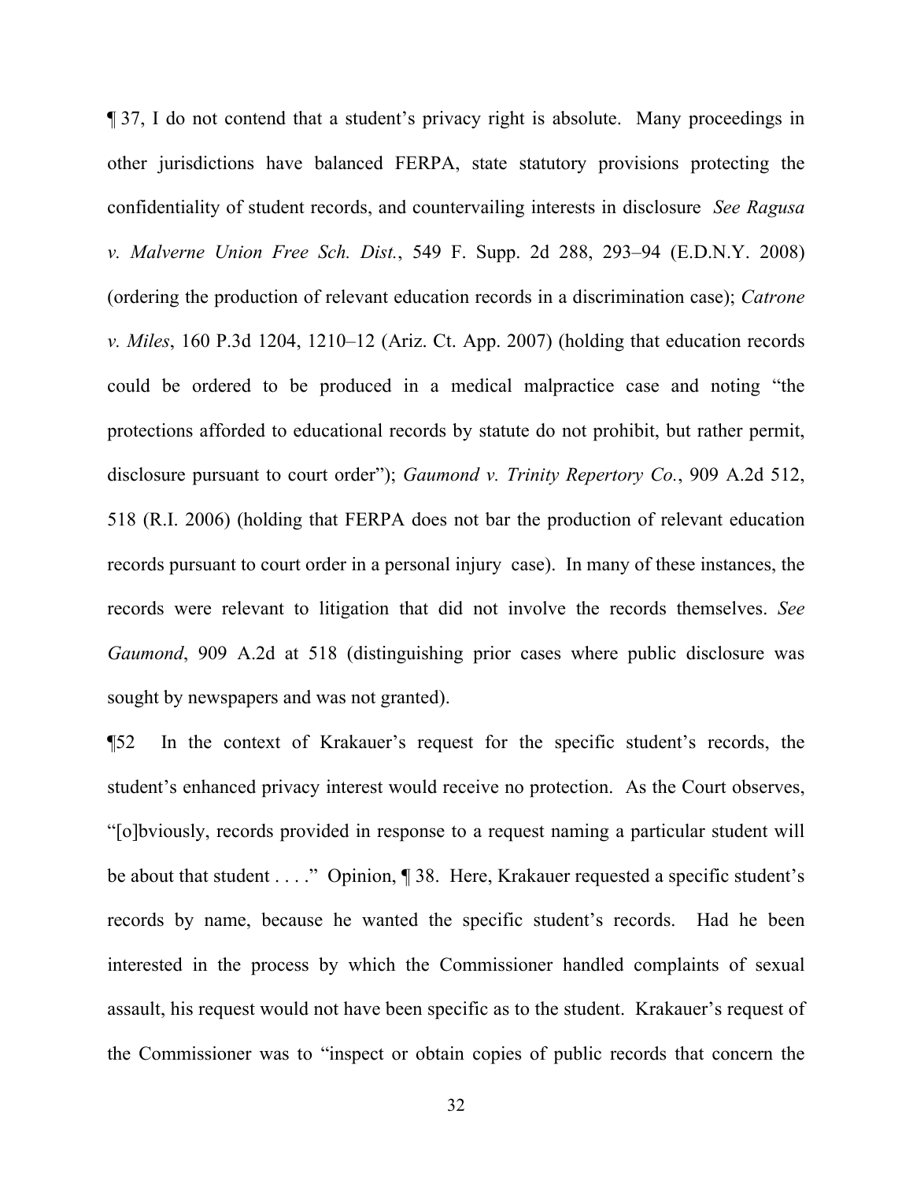¶ 37, I do not contend that a student's privacy right is absolute. Many proceedings in other jurisdictions have balanced FERPA, state statutory provisions protecting the confidentiality of student records, and countervailing interests in disclosure *See Ragusa v. Malverne Union Free Sch. Dist.*, 549 F. Supp. 2d 288, 293–94 (E.D.N.Y. 2008) (ordering the production of relevant education records in a discrimination case); *Catrone v. Miles*, 160 P.3d 1204, 1210–12 (Ariz. Ct. App. 2007) (holding that education records could be ordered to be produced in a medical malpractice case and noting "the protections afforded to educational records by statute do not prohibit, but rather permit, disclosure pursuant to court order"); *Gaumond v. Trinity Repertory Co.*, 909 A.2d 512, 518 (R.I. 2006) (holding that FERPA does not bar the production of relevant education records pursuant to court order in a personal injury case). In many of these instances, the records were relevant to litigation that did not involve the records themselves. *See Gaumond*, 909 A.2d at 518 (distinguishing prior cases where public disclosure was sought by newspapers and was not granted).

¶52 In the context of Krakauer's request for the specific student's records, the student's enhanced privacy interest would receive no protection. As the Court observes, "[o]bviously, records provided in response to a request naming a particular student will be about that student . . . ." Opinion, ¶ 38. Here, Krakauer requested a specific student's records by name, because he wanted the specific student's records. Had he been interested in the process by which the Commissioner handled complaints of sexual assault, his request would not have been specific as to the student. Krakauer's request of the Commissioner was to "inspect or obtain copies of public records that concern the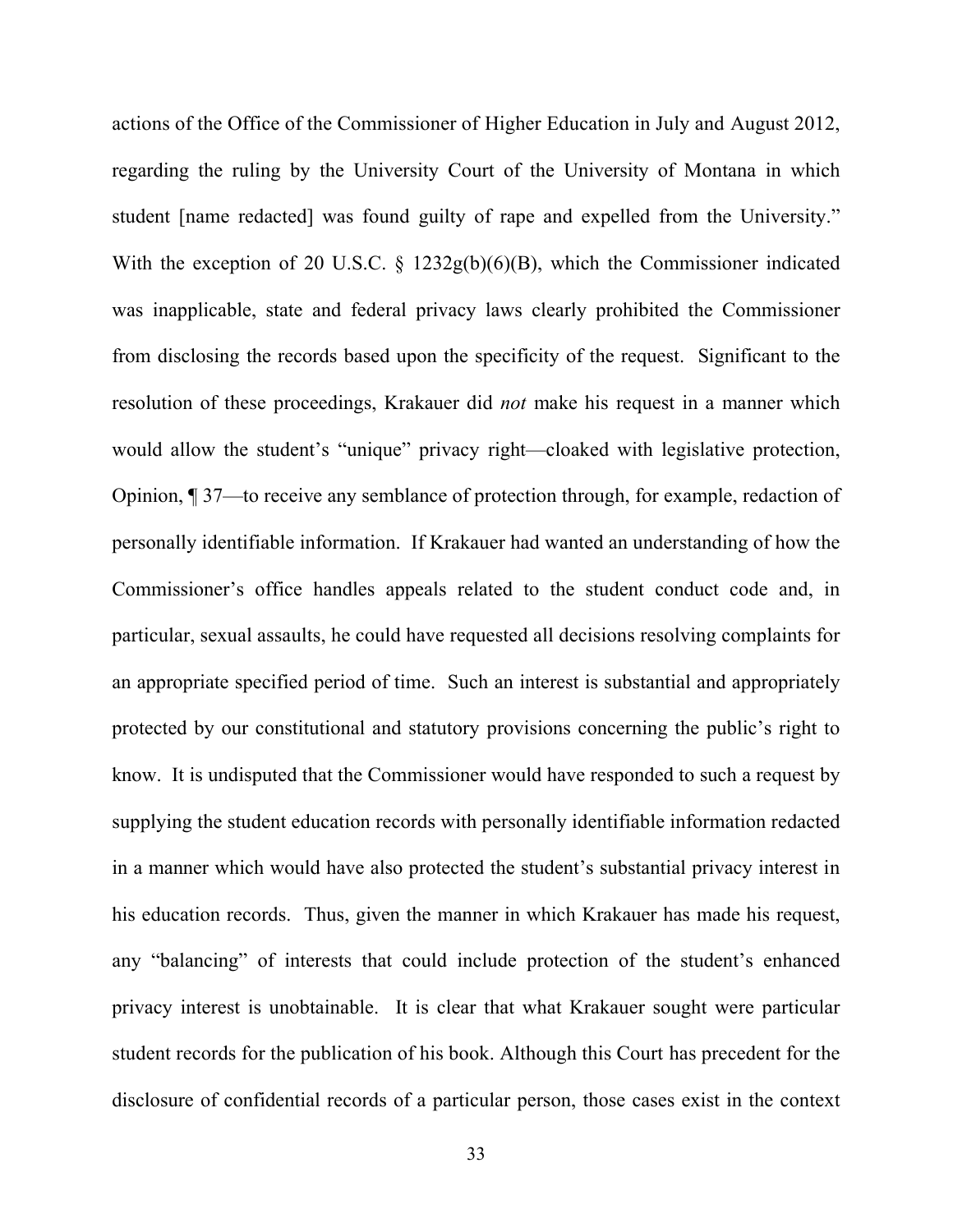actions of the Office of the Commissioner of Higher Education in July and August 2012, regarding the ruling by the University Court of the University of Montana in which student [name redacted] was found guilty of rape and expelled from the University." With the exception of 20 U.S.C. § 1232g(b)(6)(B), which the Commissioner indicated was inapplicable, state and federal privacy laws clearly prohibited the Commissioner from disclosing the records based upon the specificity of the request. Significant to the resolution of these proceedings, Krakauer did *not* make his request in a manner which would allow the student's "unique" privacy right—cloaked with legislative protection, Opinion, ¶ 37—to receive any semblance of protection through, for example, redaction of personally identifiable information. If Krakauer had wanted an understanding of how the Commissioner's office handles appeals related to the student conduct code and, in particular, sexual assaults, he could have requested all decisions resolving complaints for an appropriate specified period of time. Such an interest is substantial and appropriately protected by our constitutional and statutory provisions concerning the public's right to know. It is undisputed that the Commissioner would have responded to such a request by supplying the student education records with personally identifiable information redacted in a manner which would have also protected the student's substantial privacy interest in his education records. Thus, given the manner in which Krakauer has made his request, any "balancing" of interests that could include protection of the student's enhanced privacy interest is unobtainable. It is clear that what Krakauer sought were particular student records for the publication of his book. Although this Court has precedent for the disclosure of confidential records of a particular person, those cases exist in the context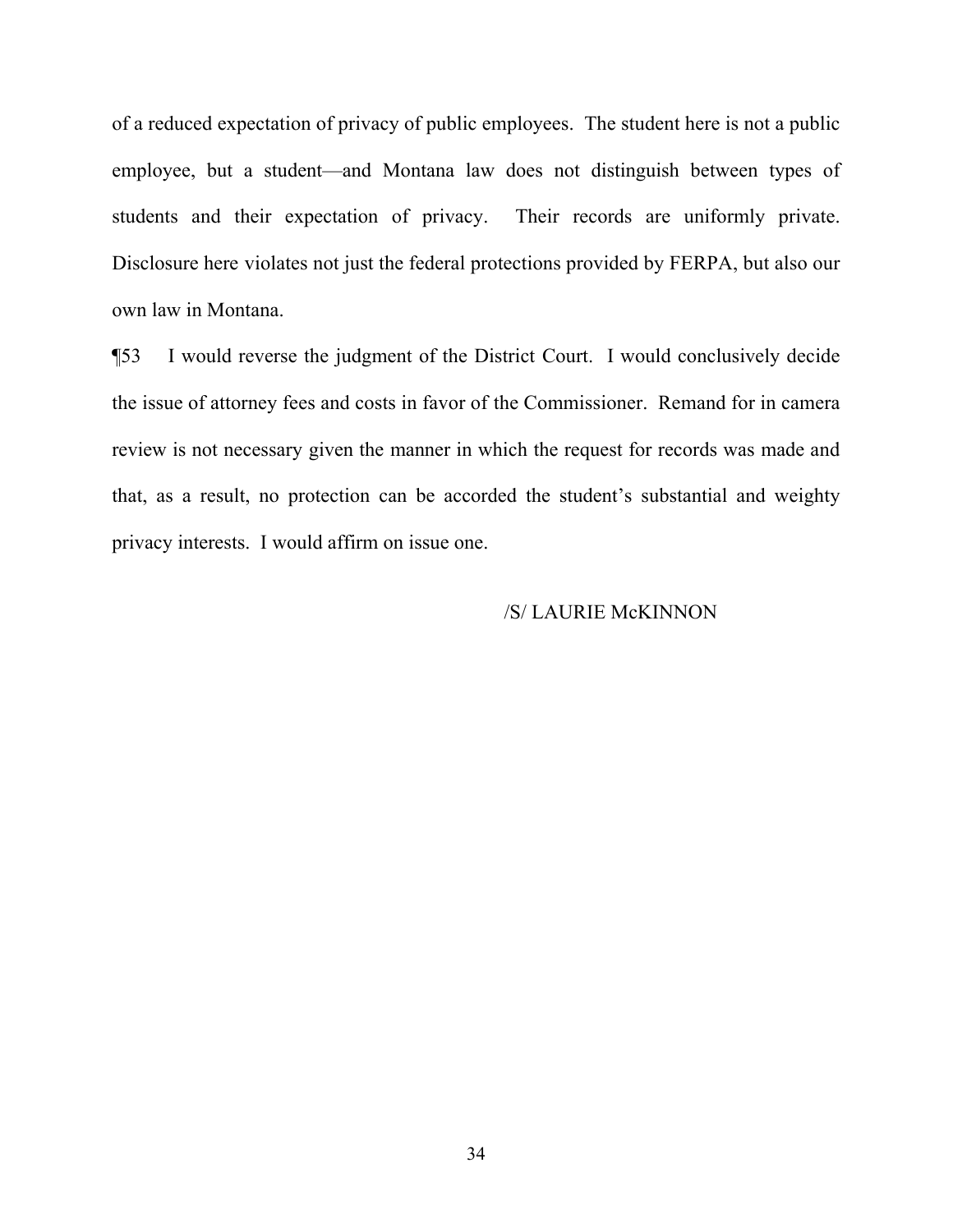of a reduced expectation of privacy of public employees. The student here is not a public employee, but a student—and Montana law does not distinguish between types of students and their expectation of privacy. Their records are uniformly private. Disclosure here violates not just the federal protections provided by FERPA, but also our own law in Montana.

¶53 I would reverse the judgment of the District Court. I would conclusively decide the issue of attorney fees and costs in favor of the Commissioner. Remand for in camera review is not necessary given the manner in which the request for records was made and that, as a result, no protection can be accorded the student's substantial and weighty privacy interests. I would affirm on issue one.

/S/ LAURIE McKINNON